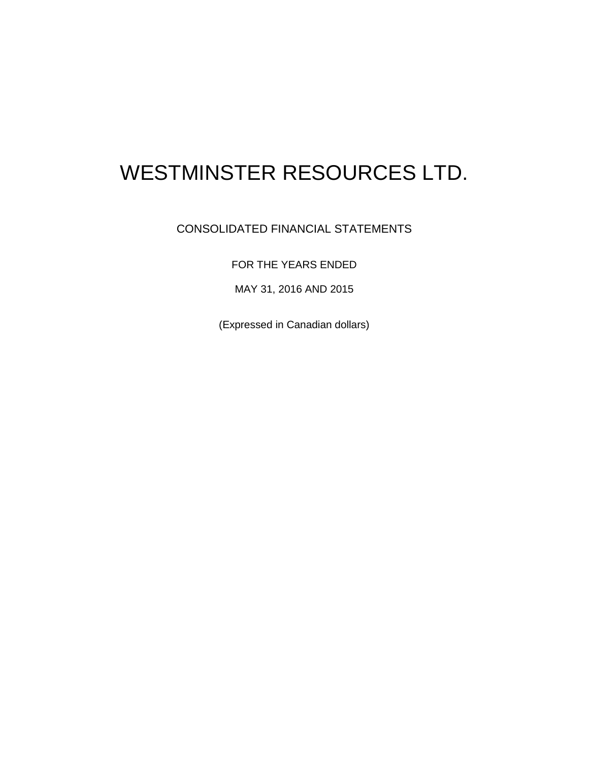# WESTMINSTER RESOURCES LTD.

CONSOLIDATED FINANCIAL STATEMENTS

FOR THE YEARS ENDED

MAY 31, 2016 AND 2015

(Expressed in Canadian dollars)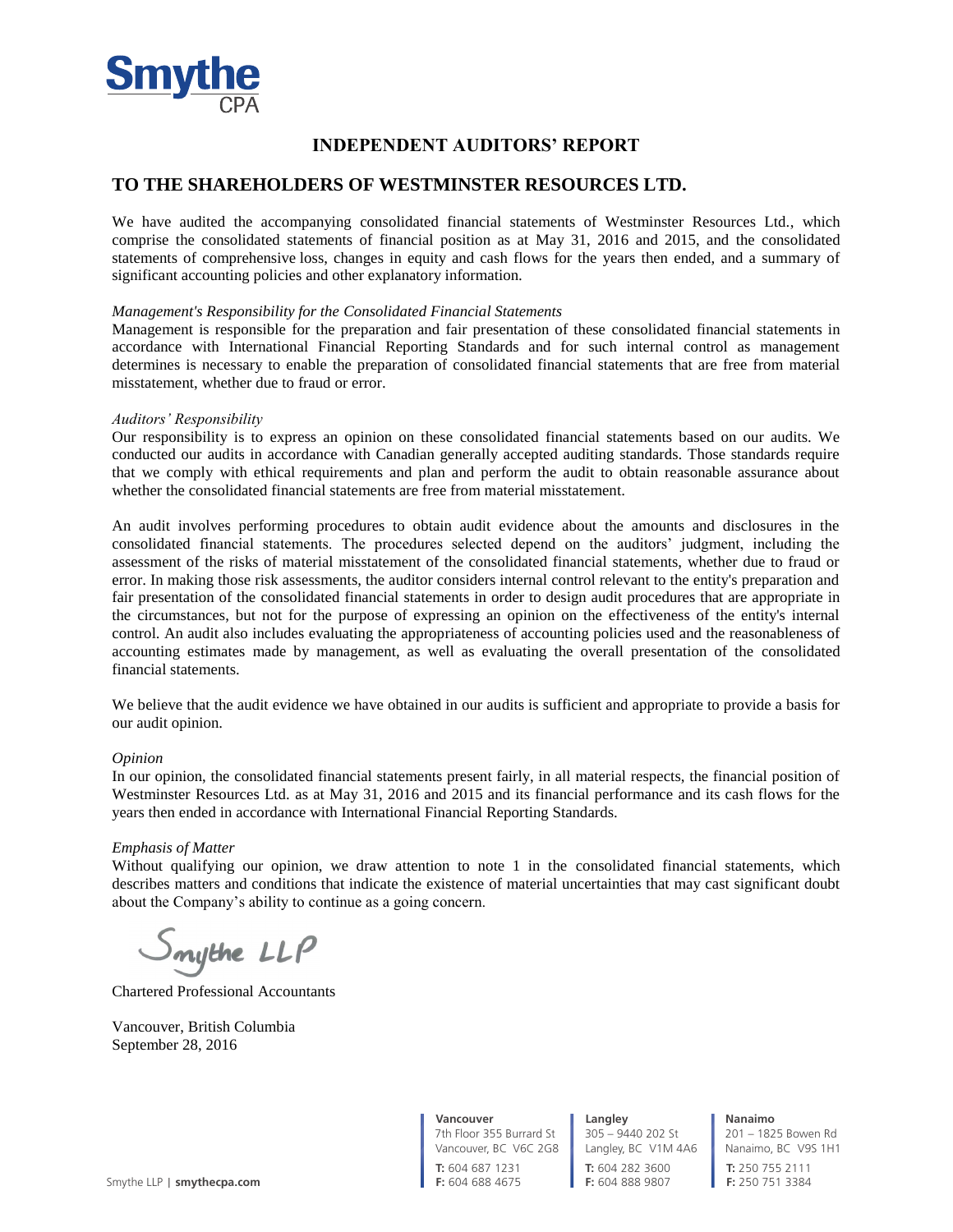# INDEPENDENT AUDITORS' REPORT

## TO THE SHAREHOLDERS OF WESTMINSTER RESOURCES LTD.

We have audited the accompanying consolidated financial statements of Westminster Resources Ltd., which comprise the consolidated statements of financial position as at May 31, 2016 and 2015, and the consolidated statements of comprehensive loss, changes in equity and cash flows for the years then ended, and a summary of significant accounting policies and other explanatory information.

*Management's Responsibility for the Consolidated Financial Statements*

Management is responsible for the preparation and fair presentation of these consolidated financial statements in accordance with International Financial Reporting Standards and for such internal control as management determines is necessary to enable the preparation of consolidated financial statements that are free from material misstatement, whether due to fraud or error.

*Auditors' Responsibility*

Our responsibility is to express an opinion on these consolidated financial statements based on our audits. We conducted our audits in accordance with Canadian generally accepted auditing standards. Those standards require that we comply with ethical requirements and plan and perform the audit to obtain reasonable assurance about whether the consolidated financial statements are free from material misstatement.

An audit involves performing procedures to obtain audit evidence about the amounts and disclosures in the consolidated financial statements. The procedures selected depend on the auditors' judgment, including the assessment of the risks of material misstatement of the consolidated financial statements, whether due to fraud or error. In making those risk assessments, the auditor considers internal control relevant to the entity's preparation and fair presentation of the consolidated financial statements in order to design audit procedures that are appropriate in the circumstances, but not for the purpose of expressing an opinion on the effectiveness of the entity's internal control. An audit also includes evaluating the appropriateness of accounting policies used and the reasonableness of accounting estimates made by management, as well as evaluating the overall presentation of the consolidated financial statements.

We believe that the audit evidence we have obtained in our audits is sufficient and appropriate to provide a basis for our audit opinion.

*Opinion*

In our opinion, the consolidated financial statements present fairly, in all material respects, the financial position of Westminster Resources Ltd. as at May 31, 2016 and 2015 and its financial performance and its cash flows for the years then ended in accordance with International Financial Reporting Standards.

*Emphasis of Matter*

Without qualifying our opinion, we draw attention to note 1 in the consolidated financial statements, which describes matters and conditions that indicate the existence of material uncertainties that may cast significant doubt about the Company's ability to continue as a going concern.

Smythe LLP

Chartered Professional Accountants

Vancouver, British Columbia
September 28, 2016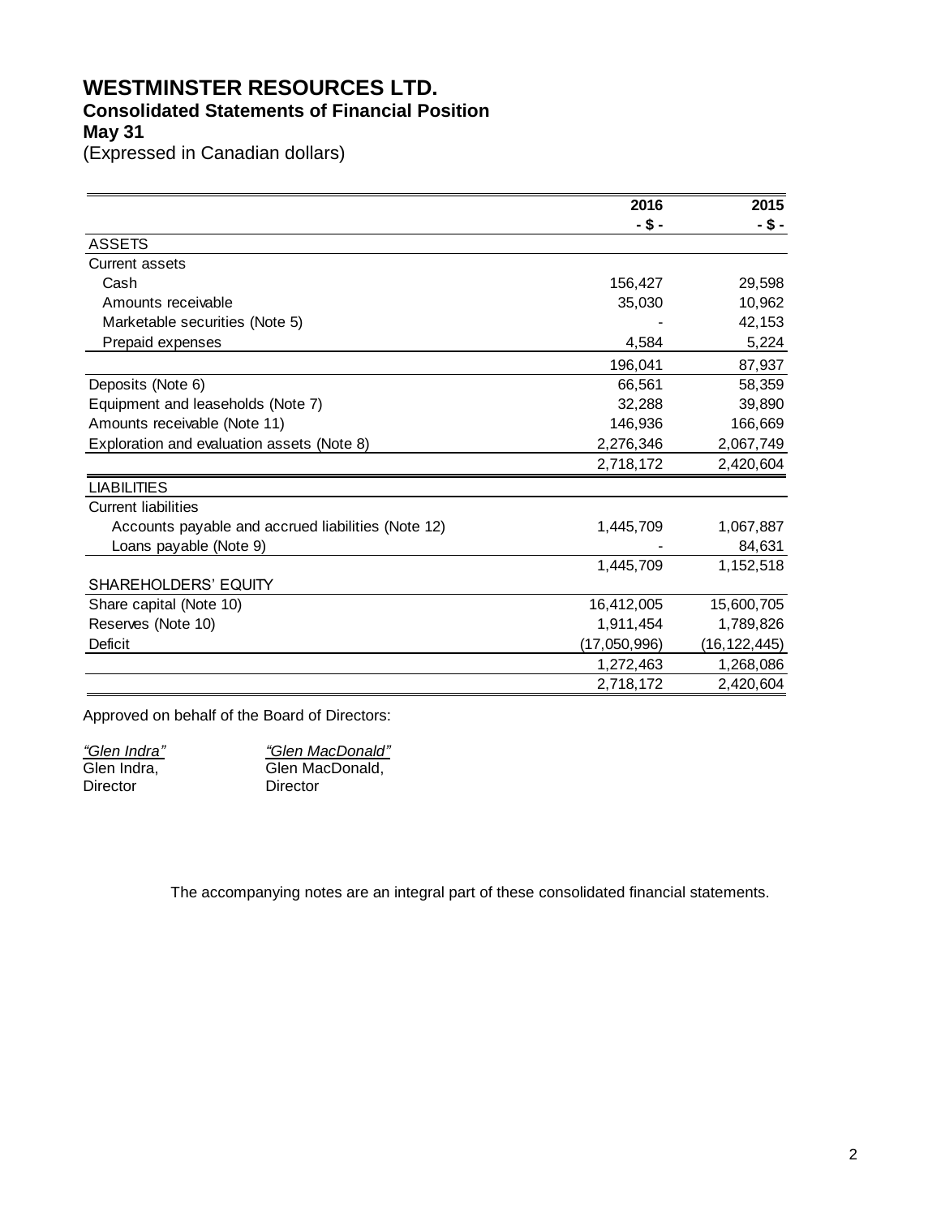# WESTMINSTER RESOURCES LTD.

## Consolidated Statements of Financial Position

### May 31

(Expressed in Canadian dollars)

| | 2016 | 2015 |
|---|---|---|
| | - $ - | - $ - |
| **ASSETS** | | |
| Current assets | | |
| Cash | 156,427 | 29,598 |
| Amounts receivable | 35,030 | 10,962 |
| Marketable securities (Note 5) | - | 42,153 |
| Prepaid expenses | 4,584 | 5,224 |
| | 196,041 | 87,937 |
| Deposits (Note 6) | 66,561 | 58,359 |
| Equipment and leaseholds (Note 7) | 32,288 | 39,890 |
| Amounts receivable (Note 11) | 146,936 | 166,669 |
| Exploration and evaluation assets (Note 8) | 2,276,346 | 2,067,749 |
| | 2,718,172 | 2,420,604 |
| **LIABILITIES** | | |
| Current liabilities | | |
| Accounts payable and accrued liabilities (Note 12) | 1,445,709 | 1,067,887 |
| Loans payable (Note 9) | - | 84,631 |
| | 1,445,709 | 1,152,518 |
| **SHAREHOLDERS' EQUITY** | | |
| Share capital (Note 10) | 16,412,005 | 15,600,705 |
| Reserves (Note 10) | 1,911,454 | 1,789,826 |
| Deficit | (17,050,996) | (16,122,445) |
| | 1,272,463 | 1,268,086 |
| | 2,718,172 | 2,420,604 |

Approved on behalf of the Board of Directors:

| | |
|---|---|
| *"Glen Indra"* | *"Glen MacDonald"* |
| Glen Indra, | Glen MacDonald, |
| Director | Director |

The accompanying notes are an integral part of these consolidated financial statements.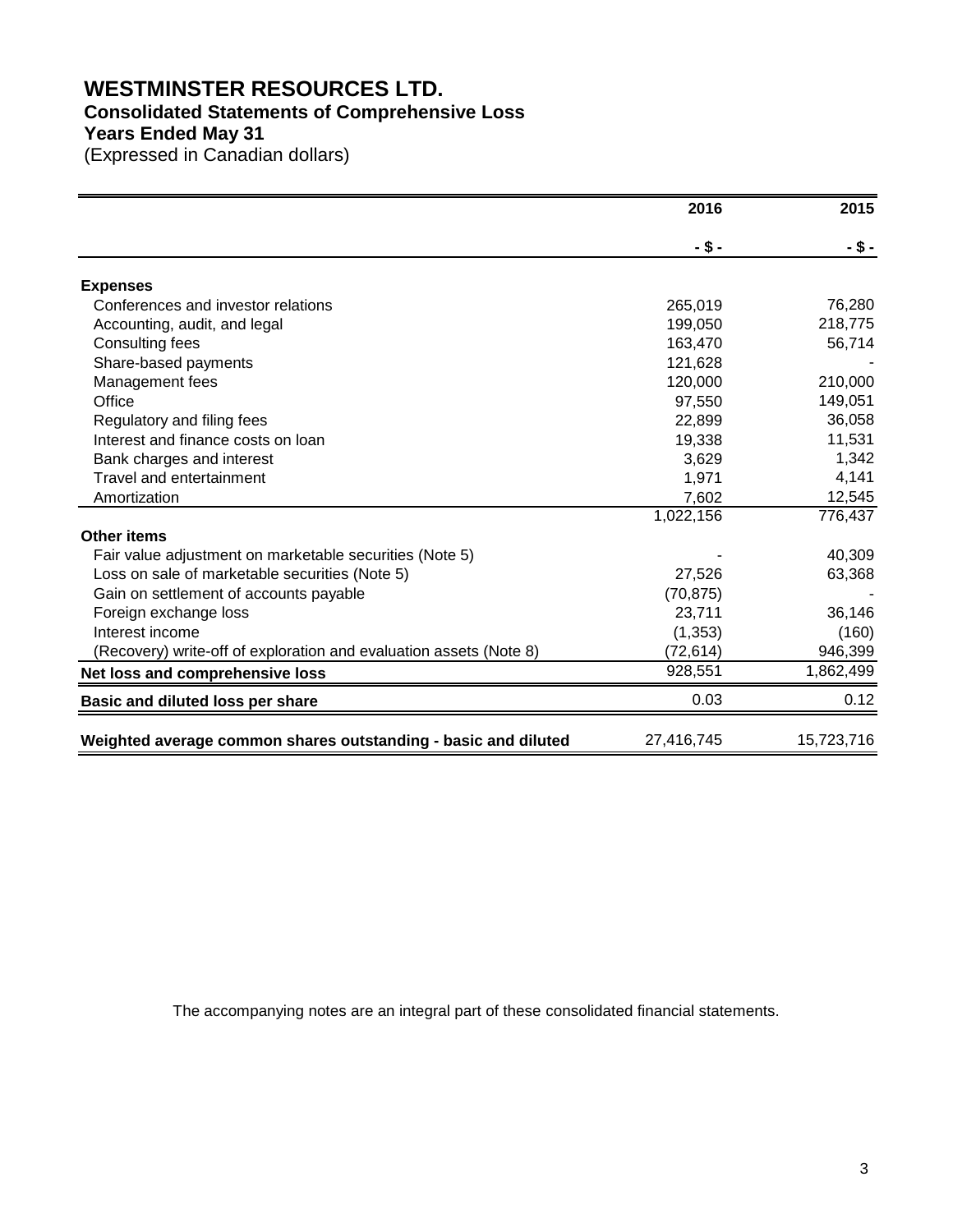# WESTMINSTER RESOURCES LTD.

## Consolidated Statements of Comprehensive Loss

### Years Ended May 31

(Expressed in Canadian dollars)

| | 2016 | 2015 |
|---|---|---|
| | - $ - | - $ - |
| **Expenses** | | |
| Conferences and investor relations | 265,019 | 76,280 |
| Accounting, audit, and legal | 199,050 | 218,775 |
| Consulting fees | 163,470 | 56,714 |
| Share-based payments | 121,628 | - |
| Management fees | 120,000 | 210,000 |
| Office | 97,550 | 149,051 |
| Regulatory and filing fees | 22,899 | 36,058 |
| Interest and finance costs on loan | 19,338 | 11,531 |
| Bank charges and interest | 3,629 | 1,342 |
| Travel and entertainment | 1,971 | 4,141 |
| Amortization | 7,602 | 12,545 |
| | 1,022,156 | 776,437 |
| **Other items** | | |
| Fair value adjustment on marketable securities (Note 5) | - | 40,309 |
| Loss on sale of marketable securities (Note 5) | 27,526 | 63,368 |
| Gain on settlement of accounts payable | (70,875) | - |
| Foreign exchange loss | 23,711 | 36,146 |
| Interest income | (1,353) | (160) |
| (Recovery) write-off of exploration and evaluation assets (Note 8) | (72,614) | 946,399 |
| **Net loss and comprehensive loss** | 928,551 | 1,862,499 |
| **Basic and diluted loss per share** | 0.03 | 0.12 |
| **Weighted average common shares outstanding - basic and diluted** | 27,416,745 | 15,723,716 |

The accompanying notes are an integral part of these consolidated financial statements.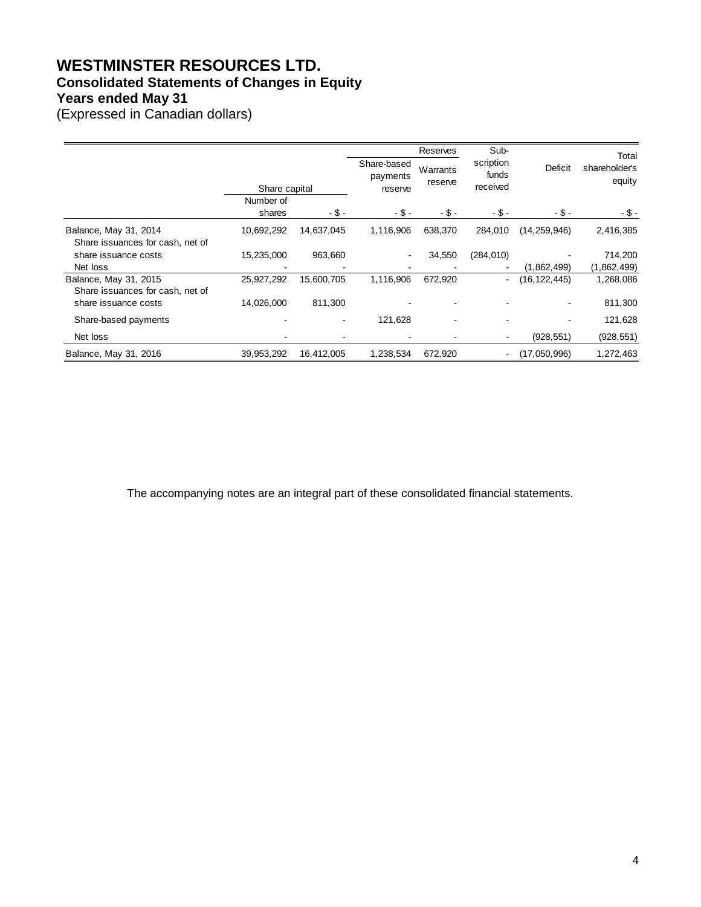# WESTMINSTER RESOURCES LTD.
## Consolidated Statements of Changes in Equity
## Years ended May 31
(Expressed in Canadian dollars)

| | Share capital | | Reserves | | Sub-scription funds received | Deficit | Total shareholder's equity |
|---|---|---|---|---|---|---|---|
| | Number of shares | - $ - | Share-based payments reserve - $ - | Warrants reserve - $ - | - $ - | - $ - | - $ - |
| Balance, May 31, 2014 | 10,692,292 | 14,637,045 | 1,116,906 | 638,370 | 284,010 | (14,259,946) | 2,416,385 |
| Share issuances for cash, net of share issuance costs | 15,235,000 | 963,660 | - | 34,550 | (284,010) | - | 714,200 |
| Net loss | - | - | - | - | - | (1,862,499) | (1,862,499) |
| Balance, May 31, 2015 | 25,927,292 | 15,600,705 | 1,116,906 | 672,920 | - | (16,122,445) | 1,268,086 |
| Share issuances for cash, net of share issuance costs | 14,026,000 | 811,300 | - | - | - | - | 811,300 |
| Share-based payments | - | - | 121,628 | - | - | - | 121,628 |
| Net loss | - | - | - | - | - | (928,551) | (928,551) |
| Balance, May 31, 2016 | 39,953,292 | 16,412,005 | 1,238,534 | 672,920 | - | (17,050,996) | 1,272,463 |

The accompanying notes are an integral part of these consolidated financial statements.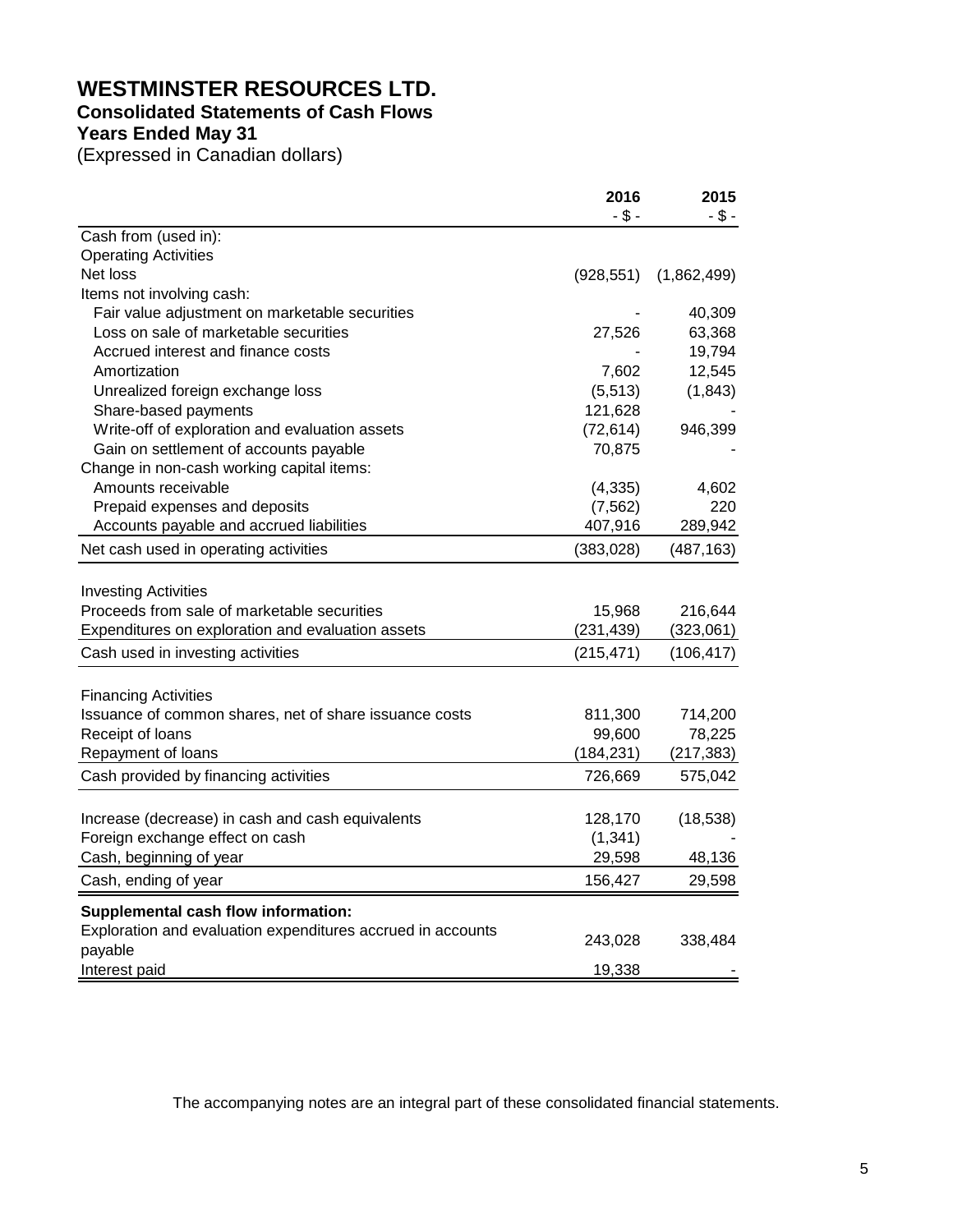# WESTMINSTER RESOURCES LTD.

## Consolidated Statements of Cash Flows

## Years Ended May 31

(Expressed in Canadian dollars)

| | 2016 | 2015 |
|---|---|---|
| | - $ - | - $ - |
| Cash from (used in): | | |
| Operating Activities | | |
| Net loss | (928,551) | (1,862,499) |
| Items not involving cash: | | |
| Fair value adjustment on marketable securities | - | 40,309 |
| Loss on sale of marketable securities | 27,526 | 63,368 |
| Accrued interest and finance costs | - | 19,794 |
| Amortization | 7,602 | 12,545 |
| Unrealized foreign exchange loss | (5,513) | (1,843) |
| Share-based payments | 121,628 | - |
| Write-off of exploration and evaluation assets | (72,614) | 946,399 |
| Gain on settlement of accounts payable | 70,875 | - |
| Change in non-cash working capital items: | | |
| Amounts receivable | (4,335) | 4,602 |
| Prepaid expenses and deposits | (7,562) | 220 |
| Accounts payable and accrued liabilities | 407,916 | 289,942 |
| Net cash used in operating activities | (383,028) | (487,163) |
| | | |
| Investing Activities | | |
| Proceeds from sale of marketable securities | 15,968 | 216,644 |
| Expenditures on exploration and evaluation assets | (231,439) | (323,061) |
| Cash used in investing activities | (215,471) | (106,417) |
| | | |
| Financing Activities | | |
| Issuance of common shares, net of share issuance costs | 811,300 | 714,200 |
| Receipt of loans | 99,600 | 78,225 |
| Repayment of loans | (184,231) | (217,383) |
| Cash provided by financing activities | 726,669 | 575,042 |
| | | |
| Increase (decrease) in cash and cash equivalents | 128,170 | (18,538) |
| Foreign exchange effect on cash | (1,341) | - |
| Cash, beginning of year | 29,598 | 48,136 |
| Cash, ending of year | 156,427 | 29,598 |
| **Supplemental cash flow information:** | | |
| Exploration and evaluation expenditures accrued in accounts payable | 243,028 | 338,484 |
| Interest paid | 19,338 | - |

The accompanying notes are an integral part of these consolidated financial statements.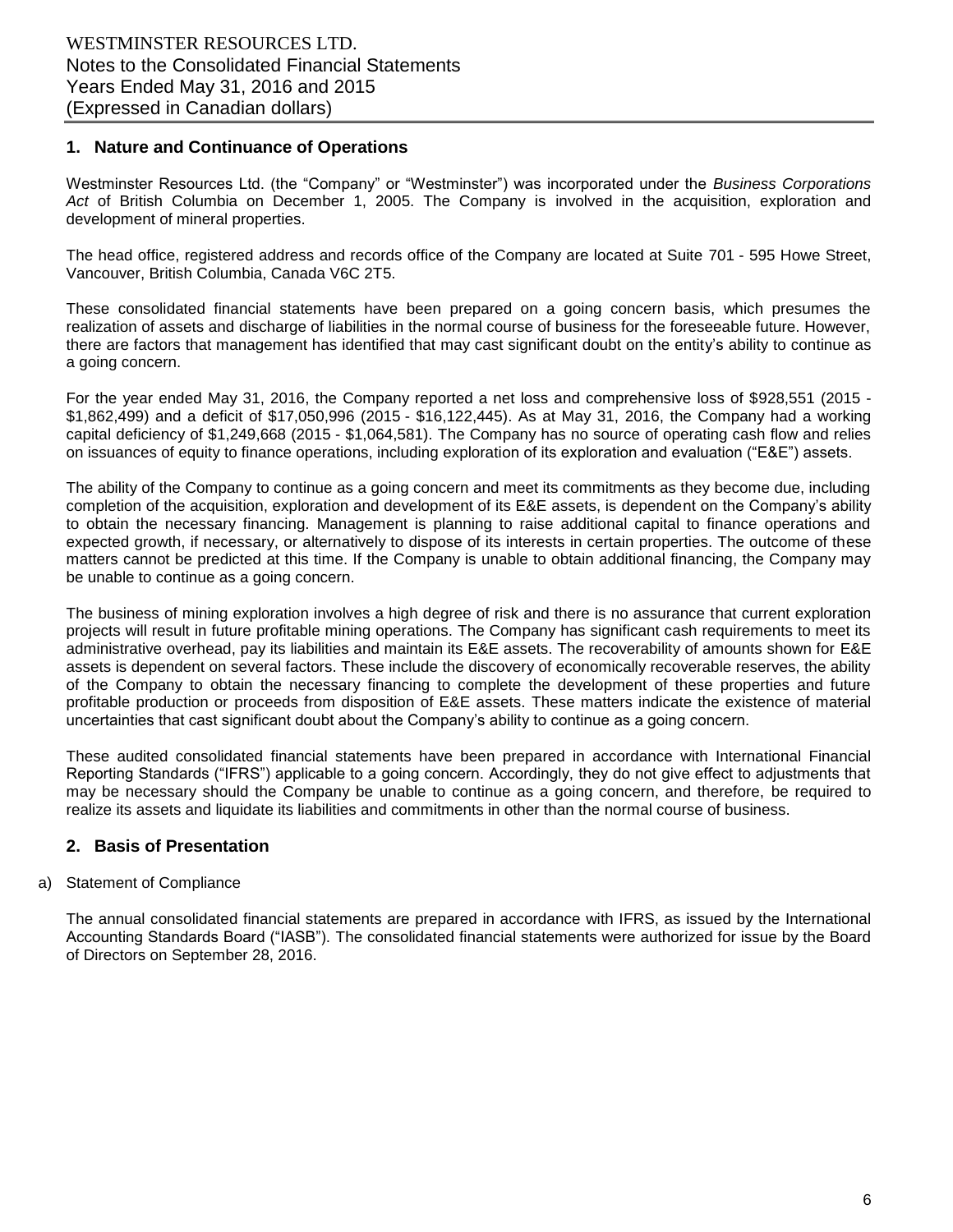## 1. Nature and Continuance of Operations

Westminster Resources Ltd. (the "Company" or "Westminster") was incorporated under the *Business Corporations Act* of British Columbia on December 1, 2005. The Company is involved in the acquisition, exploration and development of mineral properties.

The head office, registered address and records office of the Company are located at Suite 701 - 595 Howe Street, Vancouver, British Columbia, Canada V6C 2T5.

These consolidated financial statements have been prepared on a going concern basis, which presumes the realization of assets and discharge of liabilities in the normal course of business for the foreseeable future. However, there are factors that management has identified that may cast significant doubt on the entity's ability to continue as a going concern.

For the year ended May 31, 2016, the Company reported a net loss and comprehensive loss of $928,551 (2015 - $1,862,499) and a deficit of $17,050,996 (2015 - $16,122,445). As at May 31, 2016, the Company had a working capital deficiency of $1,249,668 (2015 - $1,064,581). The Company has no source of operating cash flow and relies on issuances of equity to finance operations, including exploration of its exploration and evaluation ("E&E") assets.

The ability of the Company to continue as a going concern and meet its commitments as they become due, including completion of the acquisition, exploration and development of its E&E assets, is dependent on the Company's ability to obtain the necessary financing. Management is planning to raise additional capital to finance operations and expected growth, if necessary, or alternatively to dispose of its interests in certain properties. The outcome of these matters cannot be predicted at this time. If the Company is unable to obtain additional financing, the Company may be unable to continue as a going concern.

The business of mining exploration involves a high degree of risk and there is no assurance that current exploration projects will result in future profitable mining operations. The Company has significant cash requirements to meet its administrative overhead, pay its liabilities and maintain its E&E assets. The recoverability of amounts shown for E&E assets is dependent on several factors. These include the discovery of economically recoverable reserves, the ability of the Company to obtain the necessary financing to complete the development of these properties and future profitable production or proceeds from disposition of E&E assets. These matters indicate the existence of material uncertainties that cast significant doubt about the Company's ability to continue as a going concern.

These audited consolidated financial statements have been prepared in accordance with International Financial Reporting Standards ("IFRS") applicable to a going concern. Accordingly, they do not give effect to adjustments that may be necessary should the Company be unable to continue as a going concern, and therefore, be required to realize its assets and liquidate its liabilities and commitments in other than the normal course of business.

## 2. Basis of Presentation

a) Statement of Compliance

The annual consolidated financial statements are prepared in accordance with IFRS, as issued by the International Accounting Standards Board ("IASB"). The consolidated financial statements were authorized for issue by the Board of Directors on September 28, 2016.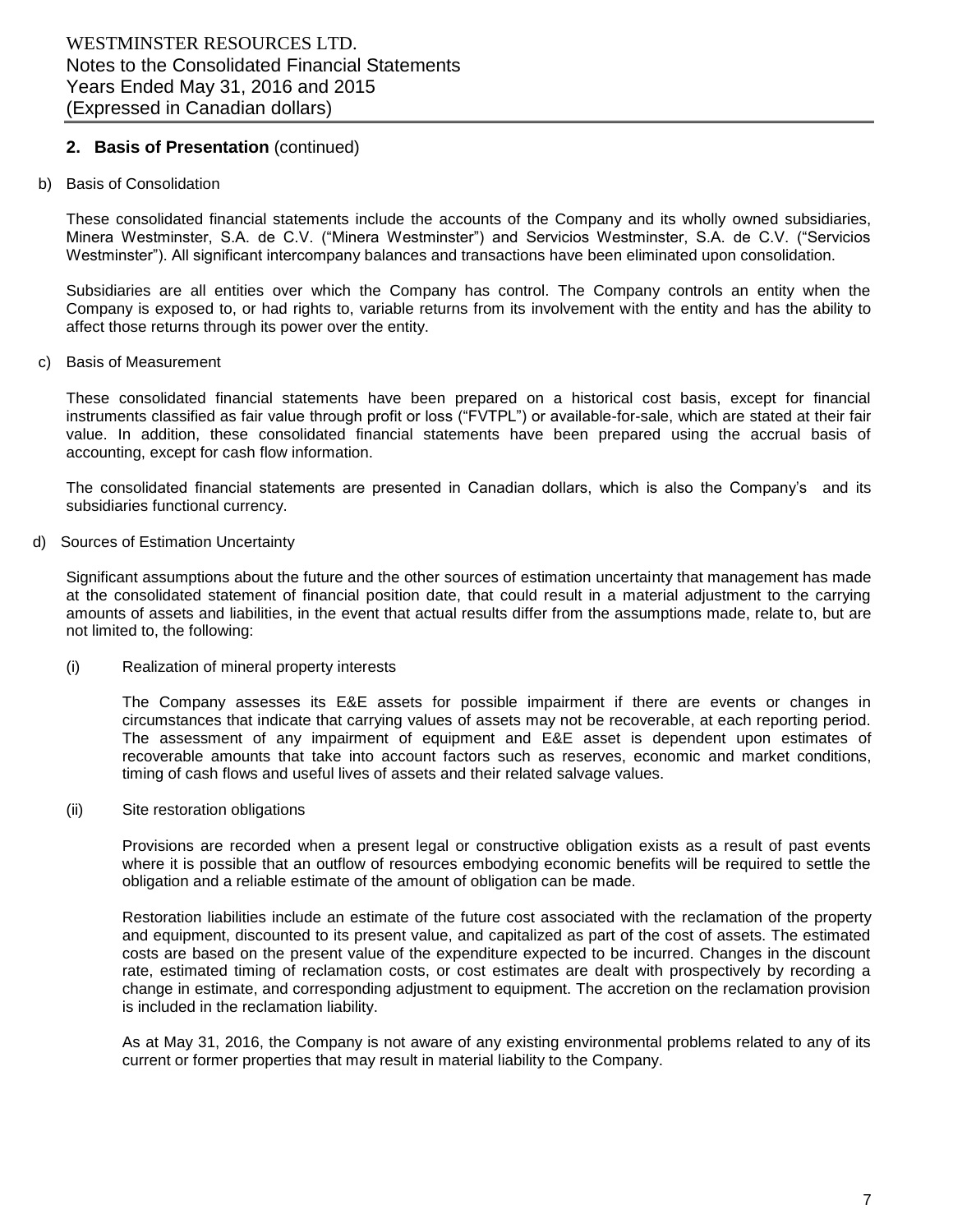## 2. Basis of Presentation (continued)

b) Basis of Consolidation

These consolidated financial statements include the accounts of the Company and its wholly owned subsidiaries, Minera Westminster, S.A. de C.V. ("Minera Westminster") and Servicios Westminster, S.A. de C.V. ("Servicios Westminster"). All significant intercompany balances and transactions have been eliminated upon consolidation.

Subsidiaries are all entities over which the Company has control. The Company controls an entity when the Company is exposed to, or had rights to, variable returns from its involvement with the entity and has the ability to affect those returns through its power over the entity.

c) Basis of Measurement

These consolidated financial statements have been prepared on a historical cost basis, except for financial instruments classified as fair value through profit or loss ("FVTPL") or available-for-sale, which are stated at their fair value. In addition, these consolidated financial statements have been prepared using the accrual basis of accounting, except for cash flow information.

The consolidated financial statements are presented in Canadian dollars, which is also the Company's and its subsidiaries functional currency.

d) Sources of Estimation Uncertainty

Significant assumptions about the future and the other sources of estimation uncertainty that management has made at the consolidated statement of financial position date, that could result in a material adjustment to the carrying amounts of assets and liabilities, in the event that actual results differ from the assumptions made, relate to, but are not limited to, the following:

(i) Realization of mineral property interests

The Company assesses its E&E assets for possible impairment if there are events or changes in circumstances that indicate that carrying values of assets may not be recoverable, at each reporting period. The assessment of any impairment of equipment and E&E asset is dependent upon estimates of recoverable amounts that take into account factors such as reserves, economic and market conditions, timing of cash flows and useful lives of assets and their related salvage values.

(ii) Site restoration obligations

Provisions are recorded when a present legal or constructive obligation exists as a result of past events where it is possible that an outflow of resources embodying economic benefits will be required to settle the obligation and a reliable estimate of the amount of obligation can be made.

Restoration liabilities include an estimate of the future cost associated with the reclamation of the property and equipment, discounted to its present value, and capitalized as part of the cost of assets. The estimated costs are based on the present value of the expenditure expected to be incurred. Changes in the discount rate, estimated timing of reclamation costs, or cost estimates are dealt with prospectively by recording a change in estimate, and corresponding adjustment to equipment. The accretion on the reclamation provision is included in the reclamation liability.

As at May 31, 2016, the Company is not aware of any existing environmental problems related to any of its current or former properties that may result in material liability to the Company.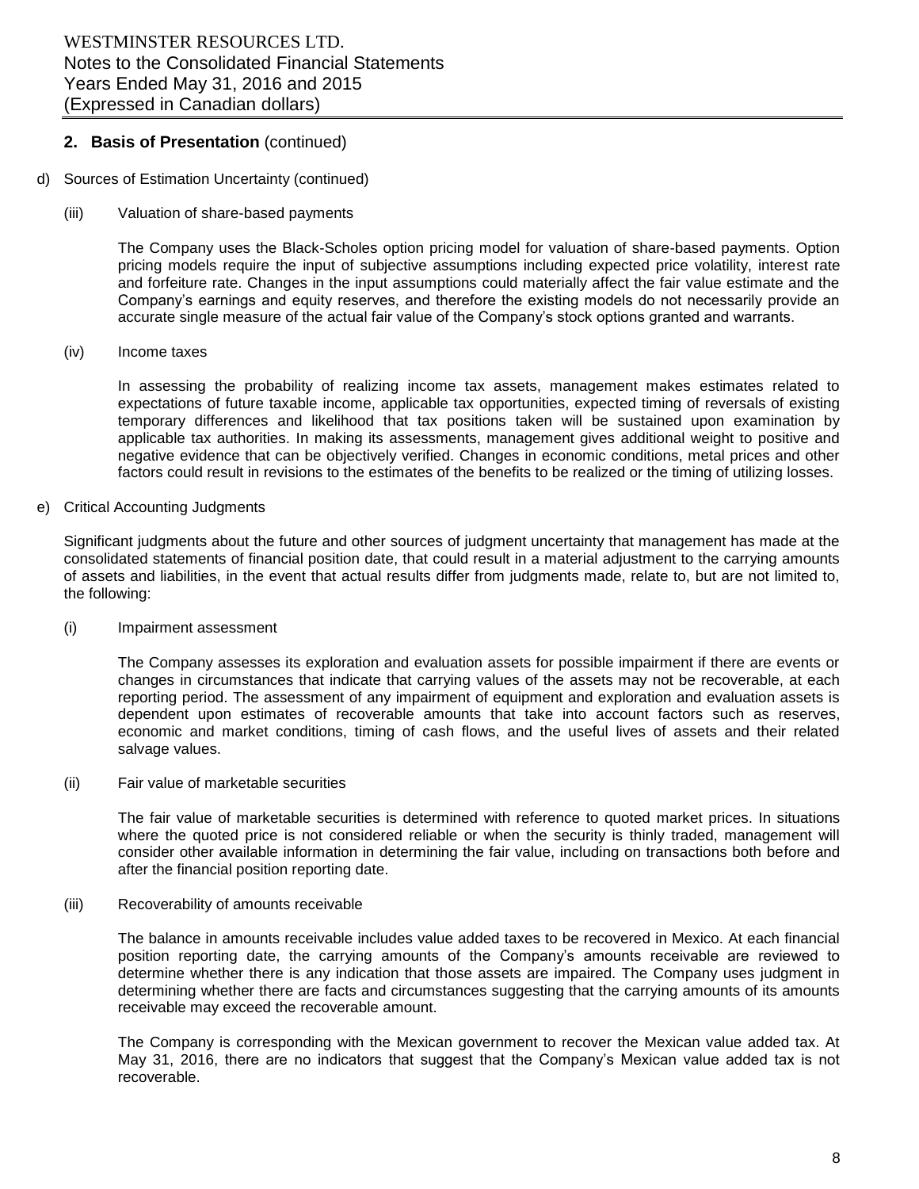## 2. Basis of Presentation (continued)

d) Sources of Estimation Uncertainty (continued)

(iii) Valuation of share-based payments

The Company uses the Black-Scholes option pricing model for valuation of share-based payments. Option pricing models require the input of subjective assumptions including expected price volatility, interest rate and forfeiture rate. Changes in the input assumptions could materially affect the fair value estimate and the Company's earnings and equity reserves, and therefore the existing models do not necessarily provide an accurate single measure of the actual fair value of the Company's stock options granted and warrants.

(iv) Income taxes

In assessing the probability of realizing income tax assets, management makes estimates related to expectations of future taxable income, applicable tax opportunities, expected timing of reversals of existing temporary differences and likelihood that tax positions taken will be sustained upon examination by applicable tax authorities. In making its assessments, management gives additional weight to positive and negative evidence that can be objectively verified. Changes in economic conditions, metal prices and other factors could result in revisions to the estimates of the benefits to be realized or the timing of utilizing losses.

e) Critical Accounting Judgments

Significant judgments about the future and other sources of judgment uncertainty that management has made at the consolidated statements of financial position date, that could result in a material adjustment to the carrying amounts of assets and liabilities, in the event that actual results differ from judgments made, relate to, but are not limited to, the following:

(i) Impairment assessment

The Company assesses its exploration and evaluation assets for possible impairment if there are events or changes in circumstances that indicate that carrying values of the assets may not be recoverable, at each reporting period. The assessment of any impairment of equipment and exploration and evaluation assets is dependent upon estimates of recoverable amounts that take into account factors such as reserves, economic and market conditions, timing of cash flows, and the useful lives of assets and their related salvage values.

(ii) Fair value of marketable securities

The fair value of marketable securities is determined with reference to quoted market prices. In situations where the quoted price is not considered reliable or when the security is thinly traded, management will consider other available information in determining the fair value, including on transactions both before and after the financial position reporting date.

(iii) Recoverability of amounts receivable

The balance in amounts receivable includes value added taxes to be recovered in Mexico. At each financial position reporting date, the carrying amounts of the Company's amounts receivable are reviewed to determine whether there is any indication that those assets are impaired. The Company uses judgment in determining whether there are facts and circumstances suggesting that the carrying amounts of its amounts receivable may exceed the recoverable amount.

The Company is corresponding with the Mexican government to recover the Mexican value added tax. At May 31, 2016, there are no indicators that suggest that the Company's Mexican value added tax is not recoverable.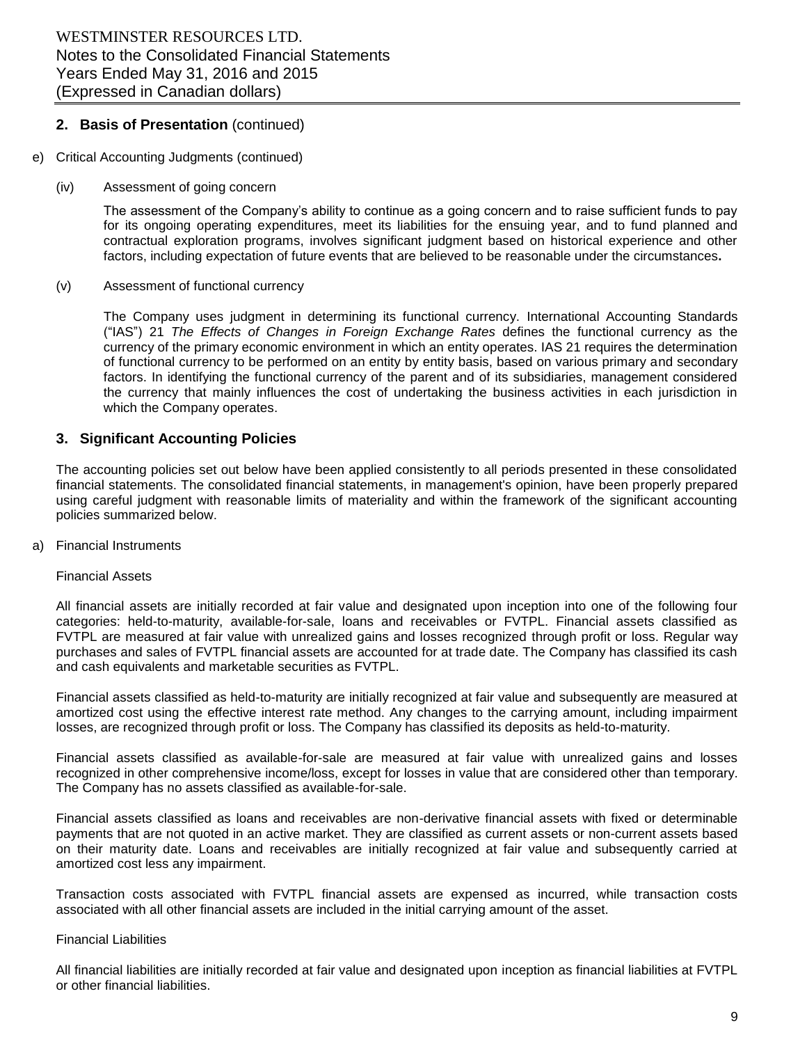## 2. Basis of Presentation (continued)

e) Critical Accounting Judgments (continued)

(iv) Assessment of going concern

The assessment of the Company's ability to continue as a going concern and to raise sufficient funds to pay for its ongoing operating expenditures, meet its liabilities for the ensuing year, and to fund planned and contractual exploration programs, involves significant judgment based on historical experience and other factors, including expectation of future events that are believed to be reasonable under the circumstances**.**

(v) Assessment of functional currency

The Company uses judgment in determining its functional currency. International Accounting Standards ("IAS") 21 *The Effects of Changes in Foreign Exchange Rates* defines the functional currency as the currency of the primary economic environment in which an entity operates. IAS 21 requires the determination of functional currency to be performed on an entity by entity basis, based on various primary and secondary factors. In identifying the functional currency of the parent and of its subsidiaries, management considered the currency that mainly influences the cost of undertaking the business activities in each jurisdiction in which the Company operates.

## 3. Significant Accounting Policies

The accounting policies set out below have been applied consistently to all periods presented in these consolidated financial statements. The consolidated financial statements, in management's opinion, have been properly prepared using careful judgment with reasonable limits of materiality and within the framework of the significant accounting policies summarized below.

a) Financial Instruments

Financial Assets

All financial assets are initially recorded at fair value and designated upon inception into one of the following four categories: held-to-maturity, available-for-sale, loans and receivables or FVTPL. Financial assets classified as FVTPL are measured at fair value with unrealized gains and losses recognized through profit or loss. Regular way purchases and sales of FVTPL financial assets are accounted for at trade date. The Company has classified its cash and cash equivalents and marketable securities as FVTPL.

Financial assets classified as held-to-maturity are initially recognized at fair value and subsequently are measured at amortized cost using the effective interest rate method. Any changes to the carrying amount, including impairment losses, are recognized through profit or loss. The Company has classified its deposits as held-to-maturity.

Financial assets classified as available-for-sale are measured at fair value with unrealized gains and losses recognized in other comprehensive income/loss, except for losses in value that are considered other than temporary. The Company has no assets classified as available-for-sale.

Financial assets classified as loans and receivables are non-derivative financial assets with fixed or determinable payments that are not quoted in an active market. They are classified as current assets or non-current assets based on their maturity date. Loans and receivables are initially recognized at fair value and subsequently carried at amortized cost less any impairment.

Transaction costs associated with FVTPL financial assets are expensed as incurred, while transaction costs associated with all other financial assets are included in the initial carrying amount of the asset.

Financial Liabilities

All financial liabilities are initially recorded at fair value and designated upon inception as financial liabilities at FVTPL or other financial liabilities.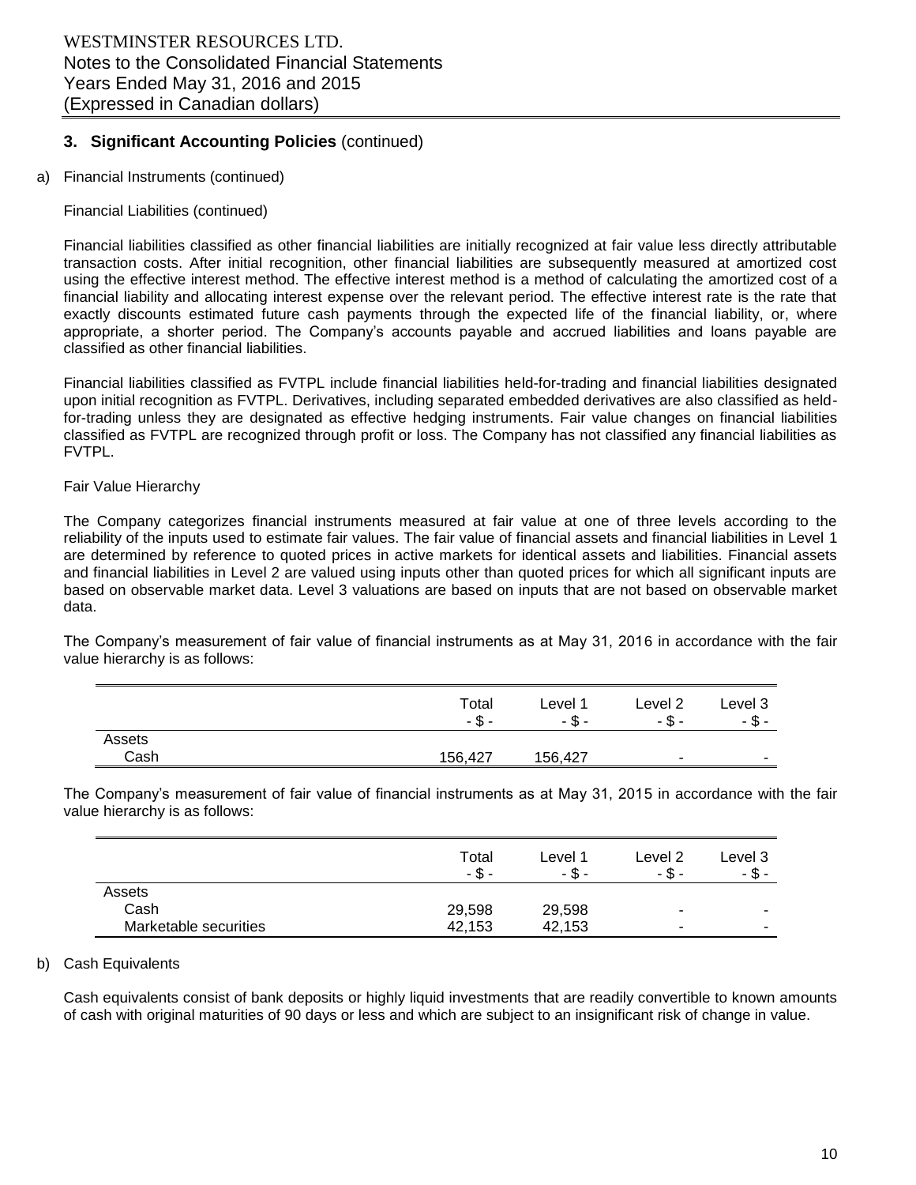## 3. Significant Accounting Policies (continued)

a) Financial Instruments (continued)

Financial Liabilities (continued)

Financial liabilities classified as other financial liabilities are initially recognized at fair value less directly attributable transaction costs. After initial recognition, other financial liabilities are subsequently measured at amortized cost using the effective interest method. The effective interest method is a method of calculating the amortized cost of a financial liability and allocating interest expense over the relevant period. The effective interest rate is the rate that exactly discounts estimated future cash payments through the expected life of the financial liability, or, where appropriate, a shorter period. The Company's accounts payable and accrued liabilities and loans payable are classified as other financial liabilities.

Financial liabilities classified as FVTPL include financial liabilities held-for-trading and financial liabilities designated upon initial recognition as FVTPL. Derivatives, including separated embedded derivatives are also classified as held-for-trading unless they are designated as effective hedging instruments. Fair value changes on financial liabilities classified as FVTPL are recognized through profit or loss. The Company has not classified any financial liabilities as FVTPL.

Fair Value Hierarchy

The Company categorizes financial instruments measured at fair value at one of three levels according to the reliability of the inputs used to estimate fair values. The fair value of financial assets and financial liabilities in Level 1 are determined by reference to quoted prices in active markets for identical assets and liabilities. Financial assets and financial liabilities in Level 2 are valued using inputs other than quoted prices for which all significant inputs are based on observable market data. Level 3 valuations are based on inputs that are not based on observable market data.

The Company's measurement of fair value of financial instruments as at May 31, 2016 in accordance with the fair value hierarchy is as follows:

| | Total<br>- $ - | Level 1<br>- $ - | Level 2<br>- $ - | Level 3<br>- $ - |
|---|---|---|---|---|
| Assets | | | | |
| Cash | 156,427 | 156,427 | - | - |

The Company's measurement of fair value of financial instruments as at May 31, 2015 in accordance with the fair value hierarchy is as follows:

| | Total<br>- $ - | Level 1<br>- $ - | Level 2<br>- $ - | Level 3<br>- $ - |
|---|---|---|---|---|
| Assets | | | | |
| Cash | 29,598 | 29,598 | - | - |
| Marketable securities | 42,153 | 42,153 | - | - |

b) Cash Equivalents

Cash equivalents consist of bank deposits or highly liquid investments that are readily convertible to known amounts of cash with original maturities of 90 days or less and which are subject to an insignificant risk of change in value.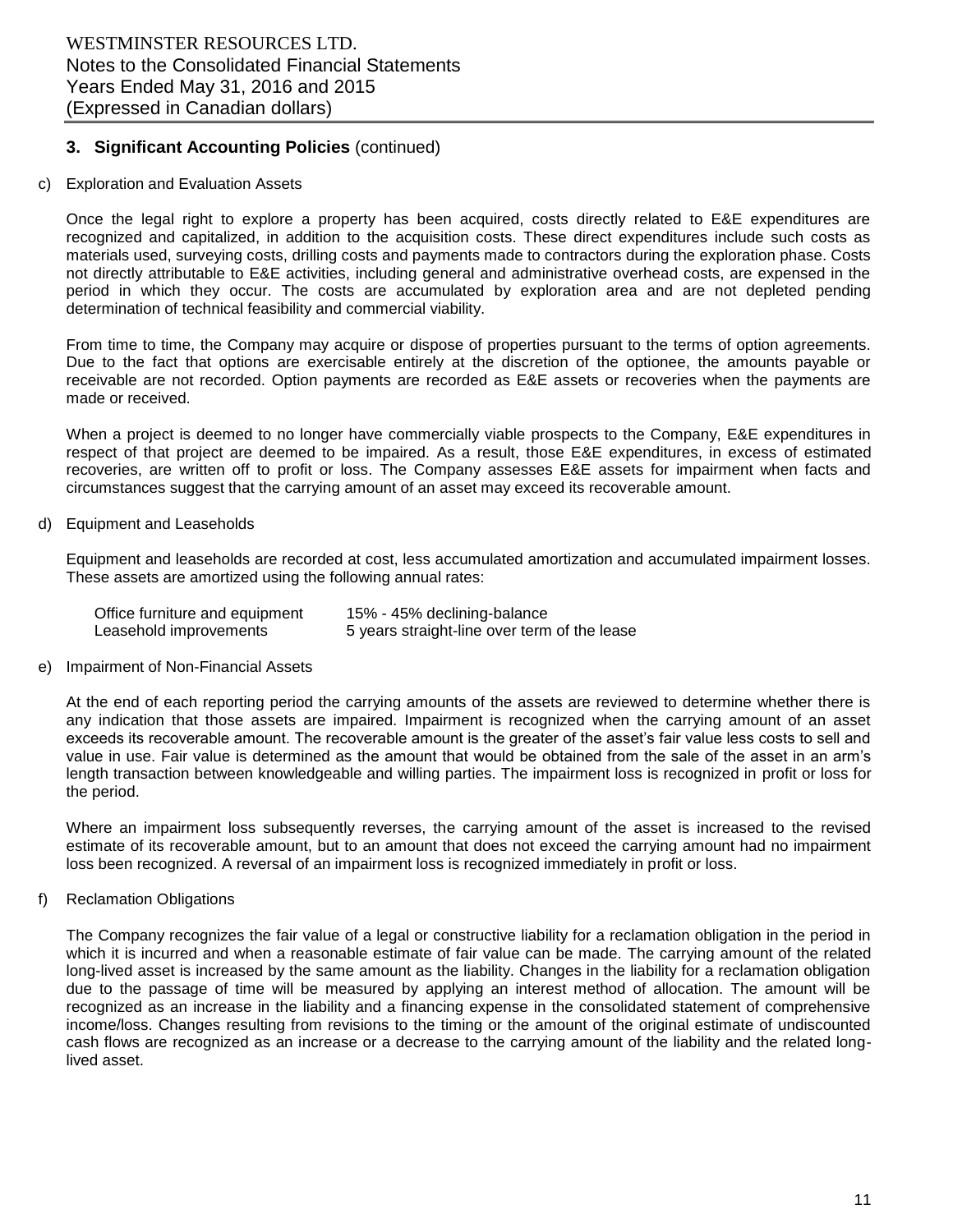## 3. Significant Accounting Policies (continued)

c) Exploration and Evaluation Assets

Once the legal right to explore a property has been acquired, costs directly related to E&E expenditures are recognized and capitalized, in addition to the acquisition costs. These direct expenditures include such costs as materials used, surveying costs, drilling costs and payments made to contractors during the exploration phase. Costs not directly attributable to E&E activities, including general and administrative overhead costs, are expensed in the period in which they occur. The costs are accumulated by exploration area and are not depleted pending determination of technical feasibility and commercial viability.

From time to time, the Company may acquire or dispose of properties pursuant to the terms of option agreements. Due to the fact that options are exercisable entirely at the discretion of the optionee, the amounts payable or receivable are not recorded. Option payments are recorded as E&E assets or recoveries when the payments are made or received.

When a project is deemed to no longer have commercially viable prospects to the Company, E&E expenditures in respect of that project are deemed to be impaired. As a result, those E&E expenditures, in excess of estimated recoveries, are written off to profit or loss. The Company assesses E&E assets for impairment when facts and circumstances suggest that the carrying amount of an asset may exceed its recoverable amount.

d) Equipment and Leaseholds

Equipment and leaseholds are recorded at cost, less accumulated amortization and accumulated impairment losses. These assets are amortized using the following annual rates:

| | |
|---|---|
| Office furniture and equipment | 15% - 45% declining-balance |
| Leasehold improvements | 5 years straight-line over term of the lease |

e) Impairment of Non-Financial Assets

At the end of each reporting period the carrying amounts of the assets are reviewed to determine whether there is any indication that those assets are impaired. Impairment is recognized when the carrying amount of an asset exceeds its recoverable amount. The recoverable amount is the greater of the asset's fair value less costs to sell and value in use. Fair value is determined as the amount that would be obtained from the sale of the asset in an arm's length transaction between knowledgeable and willing parties. The impairment loss is recognized in profit or loss for the period.

Where an impairment loss subsequently reverses, the carrying amount of the asset is increased to the revised estimate of its recoverable amount, but to an amount that does not exceed the carrying amount had no impairment loss been recognized. A reversal of an impairment loss is recognized immediately in profit or loss.

f) Reclamation Obligations

The Company recognizes the fair value of a legal or constructive liability for a reclamation obligation in the period in which it is incurred and when a reasonable estimate of fair value can be made. The carrying amount of the related long-lived asset is increased by the same amount as the liability. Changes in the liability for a reclamation obligation due to the passage of time will be measured by applying an interest method of allocation. The amount will be recognized as an increase in the liability and a financing expense in the consolidated statement of comprehensive income/loss. Changes resulting from revisions to the timing or the amount of the original estimate of undiscounted cash flows are recognized as an increase or a decrease to the carrying amount of the liability and the related long-lived asset.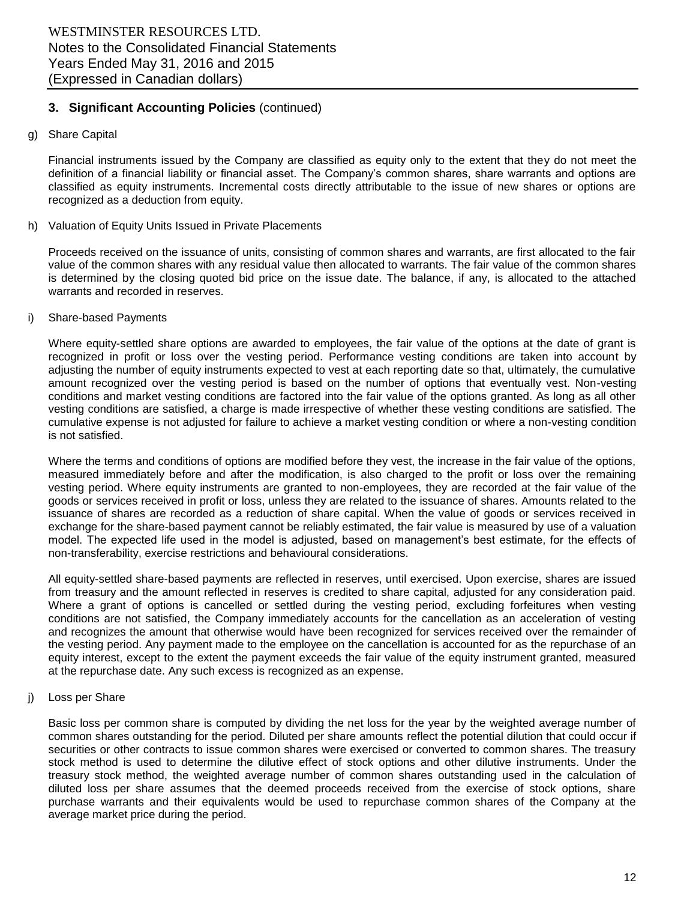## 3. Significant Accounting Policies (continued)

g) Share Capital

Financial instruments issued by the Company are classified as equity only to the extent that they do not meet the definition of a financial liability or financial asset. The Company's common shares, share warrants and options are classified as equity instruments. Incremental costs directly attributable to the issue of new shares or options are recognized as a deduction from equity.

h) Valuation of Equity Units Issued in Private Placements

Proceeds received on the issuance of units, consisting of common shares and warrants, are first allocated to the fair value of the common shares with any residual value then allocated to warrants. The fair value of the common shares is determined by the closing quoted bid price on the issue date. The balance, if any, is allocated to the attached warrants and recorded in reserves.

i) Share-based Payments

Where equity-settled share options are awarded to employees, the fair value of the options at the date of grant is recognized in profit or loss over the vesting period. Performance vesting conditions are taken into account by adjusting the number of equity instruments expected to vest at each reporting date so that, ultimately, the cumulative amount recognized over the vesting period is based on the number of options that eventually vest. Non-vesting conditions and market vesting conditions are factored into the fair value of the options granted. As long as all other vesting conditions are satisfied, a charge is made irrespective of whether these vesting conditions are satisfied. The cumulative expense is not adjusted for failure to achieve a market vesting condition or where a non-vesting condition is not satisfied.

Where the terms and conditions of options are modified before they vest, the increase in the fair value of the options, measured immediately before and after the modification, is also charged to the profit or loss over the remaining vesting period. Where equity instruments are granted to non-employees, they are recorded at the fair value of the goods or services received in profit or loss, unless they are related to the issuance of shares. Amounts related to the issuance of shares are recorded as a reduction of share capital. When the value of goods or services received in exchange for the share-based payment cannot be reliably estimated, the fair value is measured by use of a valuation model. The expected life used in the model is adjusted, based on management's best estimate, for the effects of non-transferability, exercise restrictions and behavioural considerations.

All equity-settled share-based payments are reflected in reserves, until exercised. Upon exercise, shares are issued from treasury and the amount reflected in reserves is credited to share capital, adjusted for any consideration paid. Where a grant of options is cancelled or settled during the vesting period, excluding forfeitures when vesting conditions are not satisfied, the Company immediately accounts for the cancellation as an acceleration of vesting and recognizes the amount that otherwise would have been recognized for services received over the remainder of the vesting period. Any payment made to the employee on the cancellation is accounted for as the repurchase of an equity interest, except to the extent the payment exceeds the fair value of the equity instrument granted, measured at the repurchase date. Any such excess is recognized as an expense.

j) Loss per Share

Basic loss per common share is computed by dividing the net loss for the year by the weighted average number of common shares outstanding for the period. Diluted per share amounts reflect the potential dilution that could occur if securities or other contracts to issue common shares were exercised or converted to common shares. The treasury stock method is used to determine the dilutive effect of stock options and other dilutive instruments. Under the treasury stock method, the weighted average number of common shares outstanding used in the calculation of diluted loss per share assumes that the deemed proceeds received from the exercise of stock options, share purchase warrants and their equivalents would be used to repurchase common shares of the Company at the average market price during the period.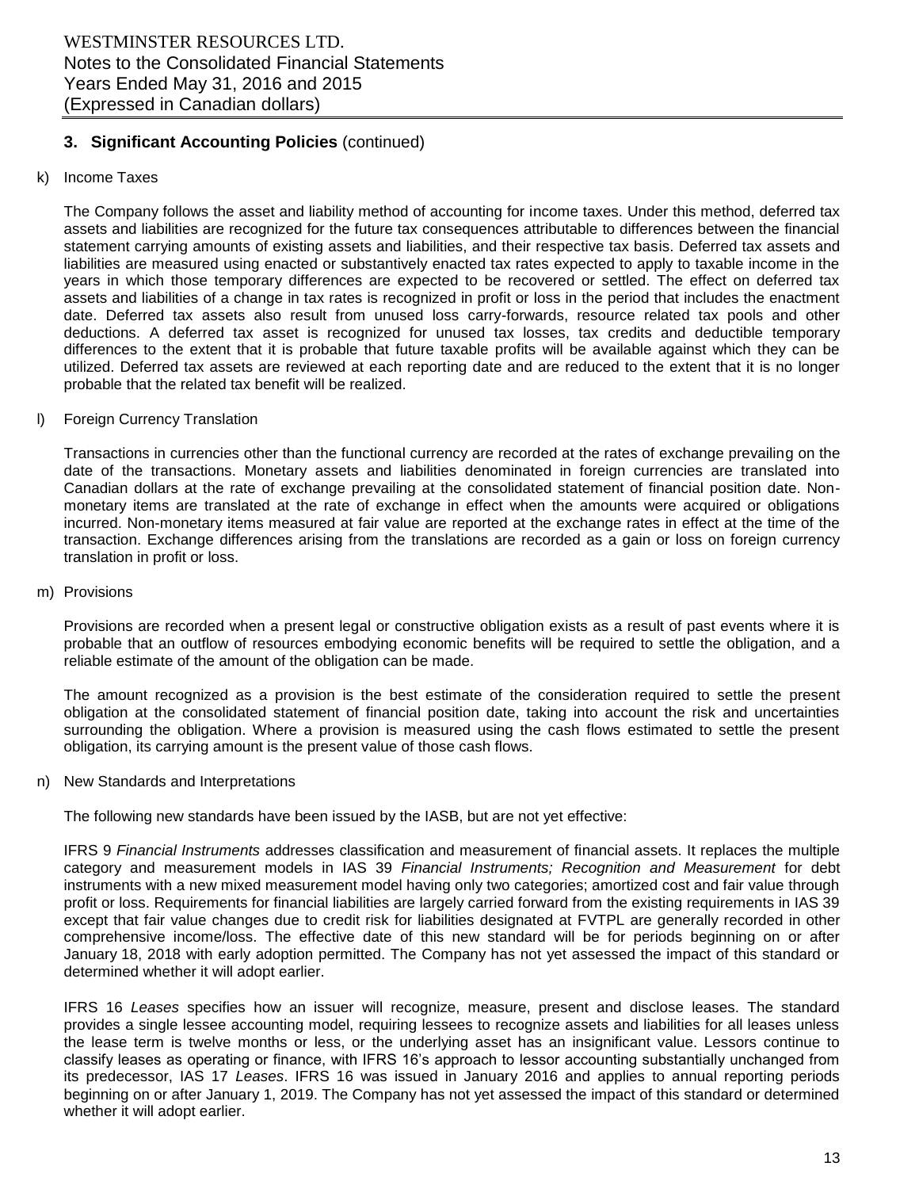### 3. Significant Accounting Policies (continued)

k) Income Taxes

The Company follows the asset and liability method of accounting for income taxes. Under this method, deferred tax assets and liabilities are recognized for the future tax consequences attributable to differences between the financial statement carrying amounts of existing assets and liabilities, and their respective tax basis. Deferred tax assets and liabilities are measured using enacted or substantively enacted tax rates expected to apply to taxable income in the years in which those temporary differences are expected to be recovered or settled. The effect on deferred tax assets and liabilities of a change in tax rates is recognized in profit or loss in the period that includes the enactment date. Deferred tax assets also result from unused loss carry-forwards, resource related tax pools and other deductions. A deferred tax asset is recognized for unused tax losses, tax credits and deductible temporary differences to the extent that it is probable that future taxable profits will be available against which they can be utilized. Deferred tax assets are reviewed at each reporting date and are reduced to the extent that it is no longer probable that the related tax benefit will be realized.

l) Foreign Currency Translation

Transactions in currencies other than the functional currency are recorded at the rates of exchange prevailing on the date of the transactions. Monetary assets and liabilities denominated in foreign currencies are translated into Canadian dollars at the rate of exchange prevailing at the consolidated statement of financial position date. Non-monetary items are translated at the rate of exchange in effect when the amounts were acquired or obligations incurred. Non-monetary items measured at fair value are reported at the exchange rates in effect at the time of the transaction. Exchange differences arising from the translations are recorded as a gain or loss on foreign currency translation in profit or loss.

m) Provisions

Provisions are recorded when a present legal or constructive obligation exists as a result of past events where it is probable that an outflow of resources embodying economic benefits will be required to settle the obligation, and a reliable estimate of the amount of the obligation can be made.

The amount recognized as a provision is the best estimate of the consideration required to settle the present obligation at the consolidated statement of financial position date, taking into account the risk and uncertainties surrounding the obligation. Where a provision is measured using the cash flows estimated to settle the present obligation, its carrying amount is the present value of those cash flows.

n) New Standards and Interpretations

The following new standards have been issued by the IASB, but are not yet effective:

IFRS 9 *Financial Instruments* addresses classification and measurement of financial assets. It replaces the multiple category and measurement models in IAS 39 *Financial Instruments; Recognition and Measurement* for debt instruments with a new mixed measurement model having only two categories; amortized cost and fair value through profit or loss. Requirements for financial liabilities are largely carried forward from the existing requirements in IAS 39 except that fair value changes due to credit risk for liabilities designated at FVTPL are generally recorded in other comprehensive income/loss. The effective date of this new standard will be for periods beginning on or after January 18, 2018 with early adoption permitted. The Company has not yet assessed the impact of this standard or determined whether it will adopt earlier.

IFRS 16 *Leases* specifies how an issuer will recognize, measure, present and disclose leases. The standard provides a single lessee accounting model, requiring lessees to recognize assets and liabilities for all leases unless the lease term is twelve months or less, or the underlying asset has an insignificant value. Lessors continue to classify leases as operating or finance, with IFRS 16's approach to lessor accounting substantially unchanged from its predecessor, IAS 17 *Leases*. IFRS 16 was issued in January 2016 and applies to annual reporting periods beginning on or after January 1, 2019. The Company has not yet assessed the impact of this standard or determined whether it will adopt earlier.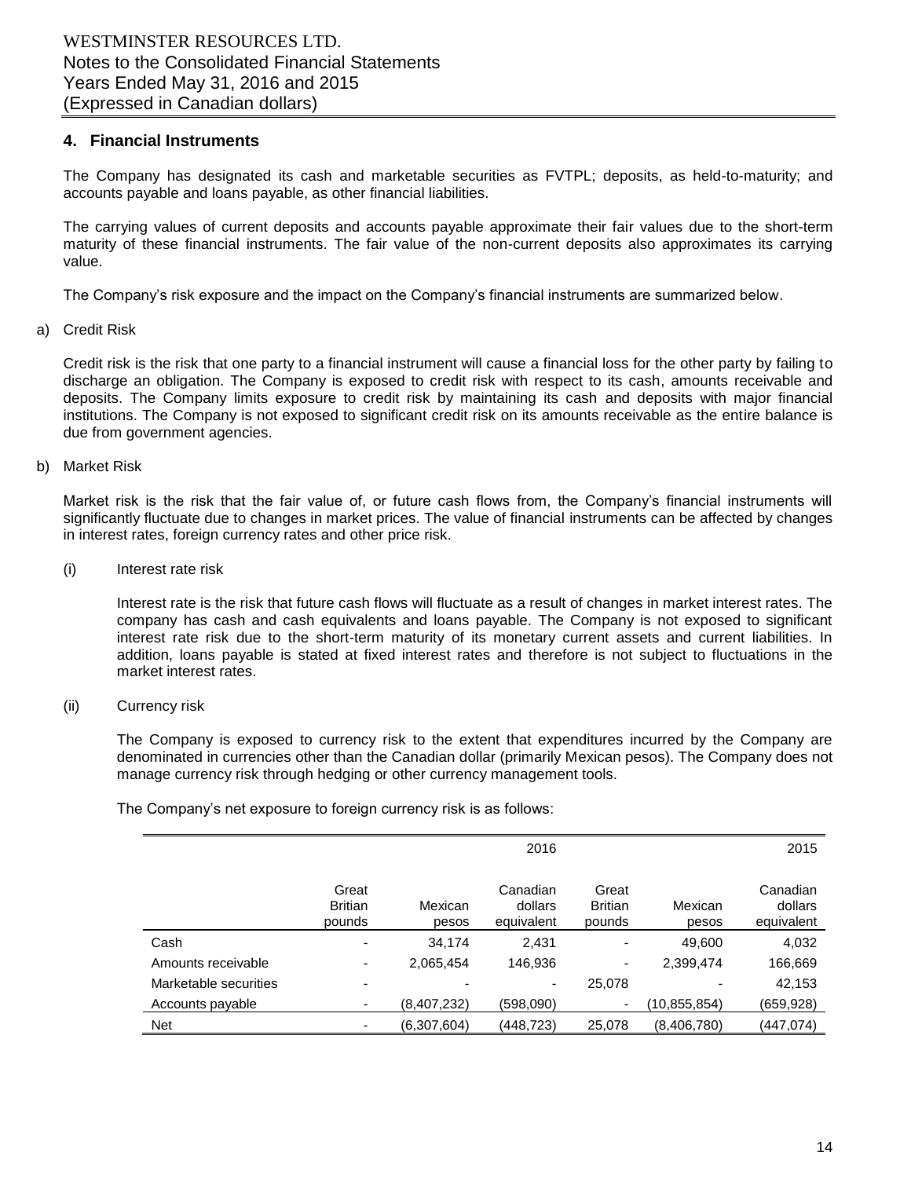## 4. Financial Instruments

The Company has designated its cash and marketable securities as FVTPL; deposits, as held-to-maturity; and accounts payable and loans payable, as other financial liabilities.

The carrying values of current deposits and accounts payable approximate their fair values due to the short-term maturity of these financial instruments. The fair value of the non-current deposits also approximates its carrying value.

The Company's risk exposure and the impact on the Company's financial instruments are summarized below.

a) Credit Risk

Credit risk is the risk that one party to a financial instrument will cause a financial loss for the other party by failing to discharge an obligation. The Company is exposed to credit risk with respect to its cash, amounts receivable and deposits. The Company limits exposure to credit risk by maintaining its cash and deposits with major financial institutions. The Company is not exposed to significant credit risk on its amounts receivable as the entire balance is due from government agencies.

b) Market Risk

Market risk is the risk that the fair value of, or future cash flows from, the Company's financial instruments will significantly fluctuate due to changes in market prices. The value of financial instruments can be affected by changes in interest rates, foreign currency rates and other price risk.

(i) Interest rate risk

Interest rate is the risk that future cash flows will fluctuate as a result of changes in market interest rates. The company has cash and cash equivalents and loans payable. The Company is not exposed to significant interest rate risk due to the short-term maturity of its monetary current assets and current liabilities. In addition, loans payable is stated at fixed interest rates and therefore is not subject to fluctuations in the market interest rates.

(ii) Currency risk

The Company is exposed to currency risk to the extent that expenditures incurred by the Company are denominated in currencies other than the Canadian dollar (primarily Mexican pesos). The Company does not manage currency risk through hedging or other currency management tools.

The Company's net exposure to foreign currency risk is as follows:

| | | | 2016 | | | 2015 |
|---|---|---|---|---|---|---|
| | Great Britian pounds | Mexican pesos | Canadian dollars equivalent | Great Britian pounds | Mexican pesos | Canadian dollars equivalent |
| Cash | - | 34,174 | 2,431 | - | 49,600 | 4,032 |
| Amounts receivable | - | 2,065,454 | 146,936 | - | 2,399,474 | 166,669 |
| Marketable securities | - | - | - | 25,078 | - | 42,153 |
| Accounts payable | - | (8,407,232) | (598,090) | - | (10,855,854) | (659,928) |
| Net | - | (6,307,604) | (448,723) | 25,078 | (8,406,780) | (447,074) |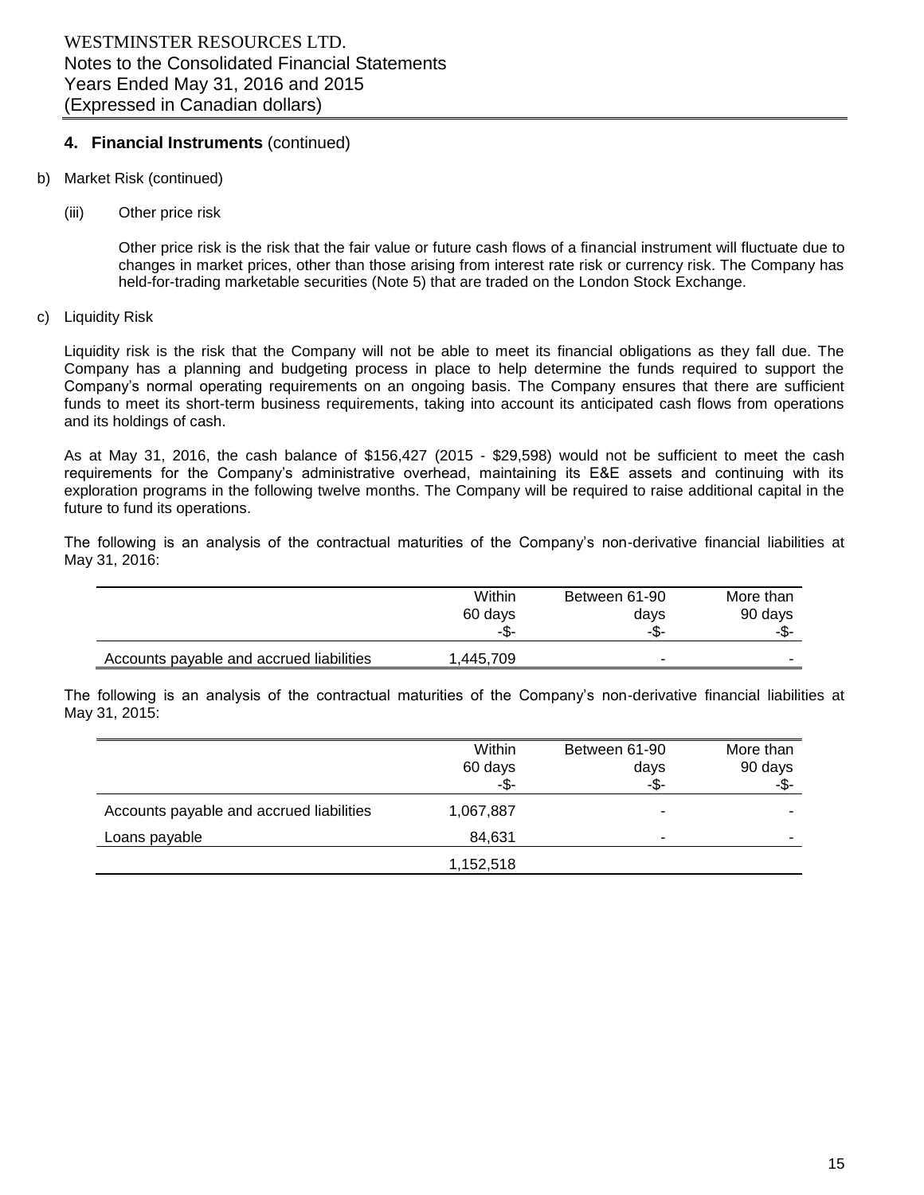## 4. Financial Instruments (continued)

b) Market Risk (continued)

(iii) Other price risk

Other price risk is the risk that the fair value or future cash flows of a financial instrument will fluctuate due to changes in market prices, other than those arising from interest rate risk or currency risk. The Company has held-for-trading marketable securities (Note 5) that are traded on the London Stock Exchange.

c) Liquidity Risk

Liquidity risk is the risk that the Company will not be able to meet its financial obligations as they fall due. The Company has a planning and budgeting process in place to help determine the funds required to support the Company's normal operating requirements on an ongoing basis. The Company ensures that there are sufficient funds to meet its short-term business requirements, taking into account its anticipated cash flows from operations and its holdings of cash.

As at May 31, 2016, the cash balance of $156,427 (2015 - $29,598) would not be sufficient to meet the cash requirements for the Company's administrative overhead, maintaining its E&E assets and continuing with its exploration programs in the following twelve months. The Company will be required to raise additional capital in the future to fund its operations.

The following is an analysis of the contractual maturities of the Company's non-derivative financial liabilities at May 31, 2016:

| | Within 60 days -$- | Between 61-90 days -$- | More than 90 days -$- |
|---|---|---|---|
| Accounts payable and accrued liabilities | 1,445,709 | - | - |

The following is an analysis of the contractual maturities of the Company's non-derivative financial liabilities at May 31, 2015:

| | Within 60 days -$- | Between 61-90 days -$- | More than 90 days -$- |
|---|---|---|---|
| Accounts payable and accrued liabilities | 1,067,887 | - | - |
| Loans payable | 84,631 | - | - |
| | 1,152,518 | | |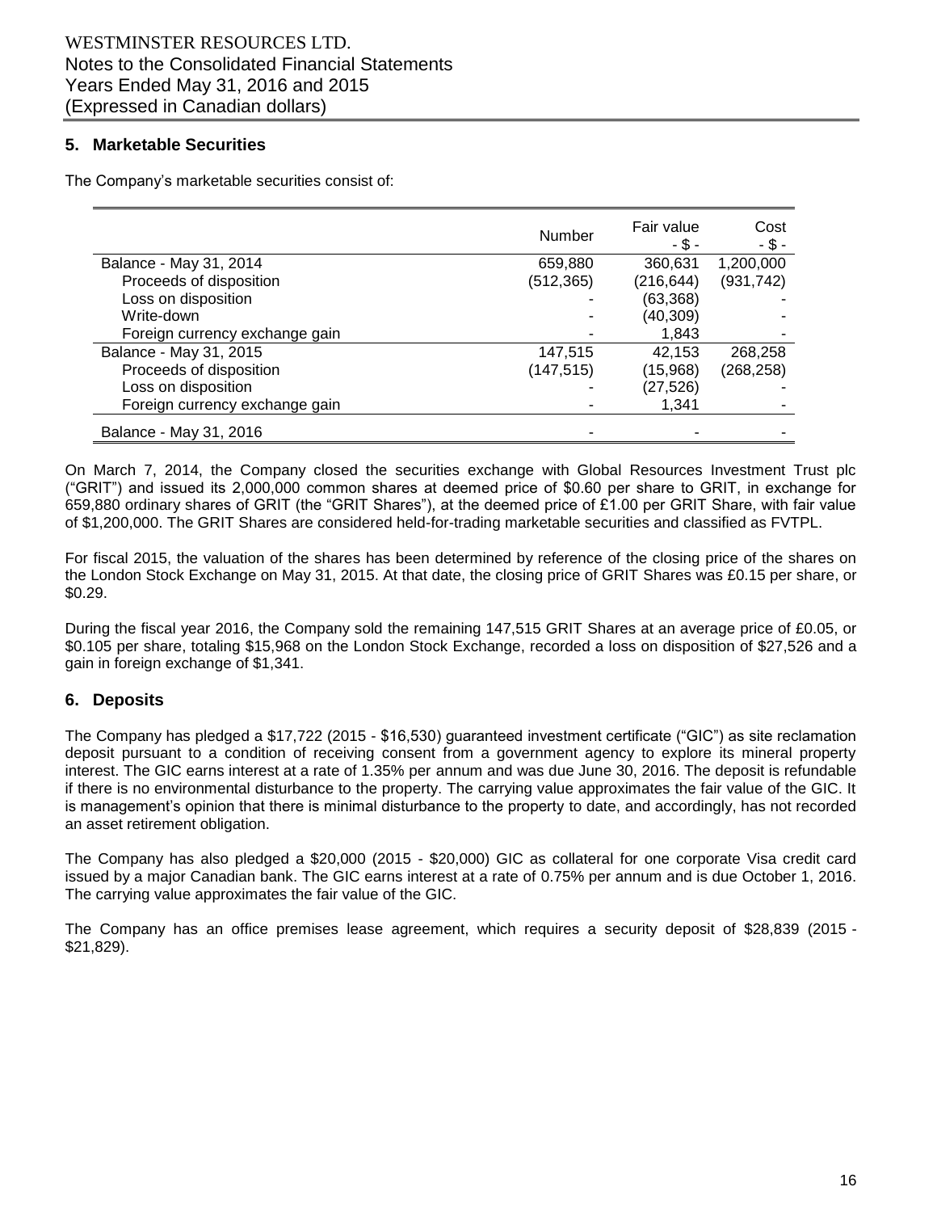## 5. Marketable Securities

The Company's marketable securities consist of:

| | Number | Fair value - $ - | Cost - $ - |
|---|---|---|---|
| Balance - May 31, 2014 | 659,880 | 360,631 | 1,200,000 |
| Proceeds of disposition | (512,365) | (216,644) | (931,742) |
| Loss on disposition | - | (63,368) | - |
| Write-down | - | (40,309) | - |
| Foreign currency exchange gain | - | 1,843 | - |
| Balance - May 31, 2015 | 147,515 | 42,153 | 268,258 |
| Proceeds of disposition | (147,515) | (15,968) | (268,258) |
| Loss on disposition | - | (27,526) | - |
| Foreign currency exchange gain | - | 1,341 | - |
| Balance - May 31, 2016 | - | - | - |

On March 7, 2014, the Company closed the securities exchange with Global Resources Investment Trust plc ("GRIT") and issued its 2,000,000 common shares at deemed price of $0.60 per share to GRIT, in exchange for 659,880 ordinary shares of GRIT (the "GRIT Shares"), at the deemed price of £1.00 per GRIT Share, with fair value of $1,200,000. The GRIT Shares are considered held-for-trading marketable securities and classified as FVTPL.

For fiscal 2015, the valuation of the shares has been determined by reference of the closing price of the shares on the London Stock Exchange on May 31, 2015. At that date, the closing price of GRIT Shares was £0.15 per share, or $0.29.

During the fiscal year 2016, the Company sold the remaining 147,515 GRIT Shares at an average price of £0.05, or $0.105 per share, totaling $15,968 on the London Stock Exchange, recorded a loss on disposition of $27,526 and a gain in foreign exchange of $1,341.

## 6. Deposits

The Company has pledged a $17,722 (2015 - $16,530) guaranteed investment certificate ("GIC") as site reclamation deposit pursuant to a condition of receiving consent from a government agency to explore its mineral property interest. The GIC earns interest at a rate of 1.35% per annum and was due June 30, 2016. The deposit is refundable if there is no environmental disturbance to the property. The carrying value approximates the fair value of the GIC. It is management's opinion that there is minimal disturbance to the property to date, and accordingly, has not recorded an asset retirement obligation.

The Company has also pledged a $20,000 (2015 - $20,000) GIC as collateral for one corporate Visa credit card issued by a major Canadian bank. The GIC earns interest at a rate of 0.75% per annum and is due October 1, 2016. The carrying value approximates the fair value of the GIC.

The Company has an office premises lease agreement, which requires a security deposit of $28,839 (2015 - $21,829).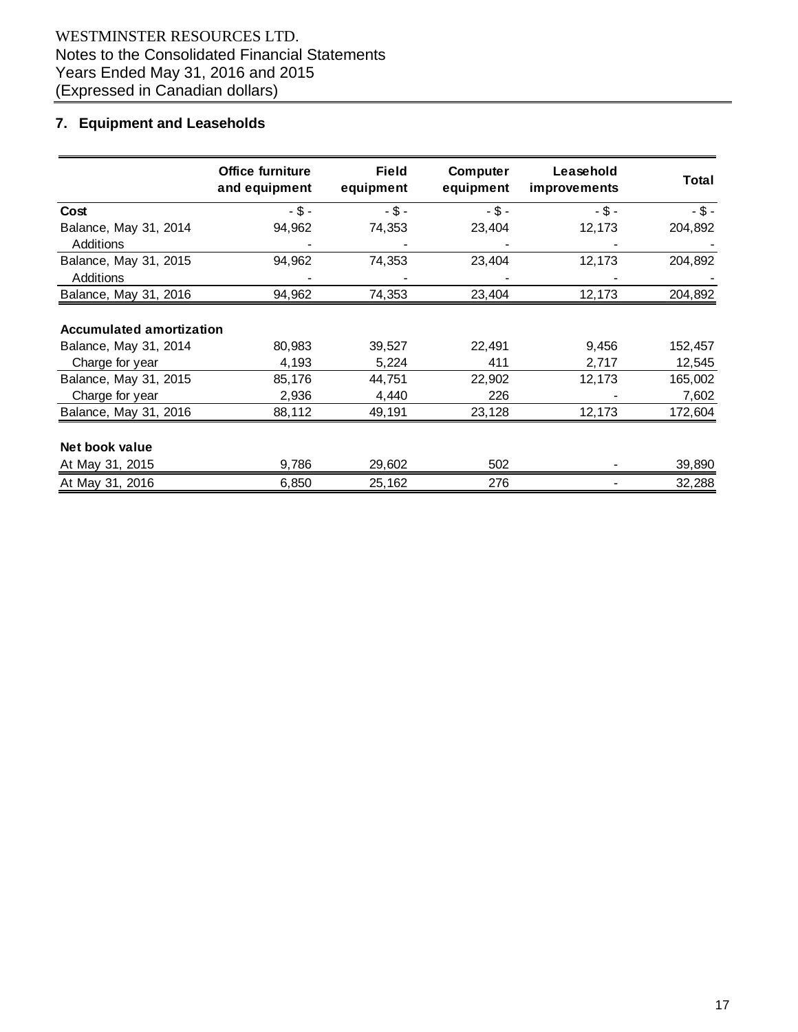WESTMINSTER RESOURCES LTD.
Notes to the Consolidated Financial Statements
Years Ended May 31, 2016 and 2015
(Expressed in Canadian dollars)

## 7. Equipment and Leaseholds

| | Office furniture and equipment | Field equipment | Computer equipment | Leasehold improvements | Total |
|---|---|---|---|---|---|
| **Cost** | - $ - | - $ - | - $ - | - $ - | - $ - |
| Balance, May 31, 2014 | 94,962 | 74,353 | 23,404 | 12,173 | 204,892 |
| Additions | - | - | - | - | - |
| Balance, May 31, 2015 | 94,962 | 74,353 | 23,404 | 12,173 | 204,892 |
| Additions | - | - | - | - | - |
| Balance, May 31, 2016 | 94,962 | 74,353 | 23,404 | 12,173 | 204,892 |
| | | | | | |
| **Accumulated amortization** | | | | | |
| Balance, May 31, 2014 | 80,983 | 39,527 | 22,491 | 9,456 | 152,457 |
| Charge for year | 4,193 | 5,224 | 411 | 2,717 | 12,545 |
| Balance, May 31, 2015 | 85,176 | 44,751 | 22,902 | 12,173 | 165,002 |
| Charge for year | 2,936 | 4,440 | 226 | - | 7,602 |
| Balance, May 31, 2016 | 88,112 | 49,191 | 23,128 | 12,173 | 172,604 |
| | | | | | |
| **Net book value** | | | | | |
| At May 31, 2015 | 9,786 | 29,602 | 502 | - | 39,890 |
| At May 31, 2016 | 6,850 | 25,162 | 276 | - | 32,288 |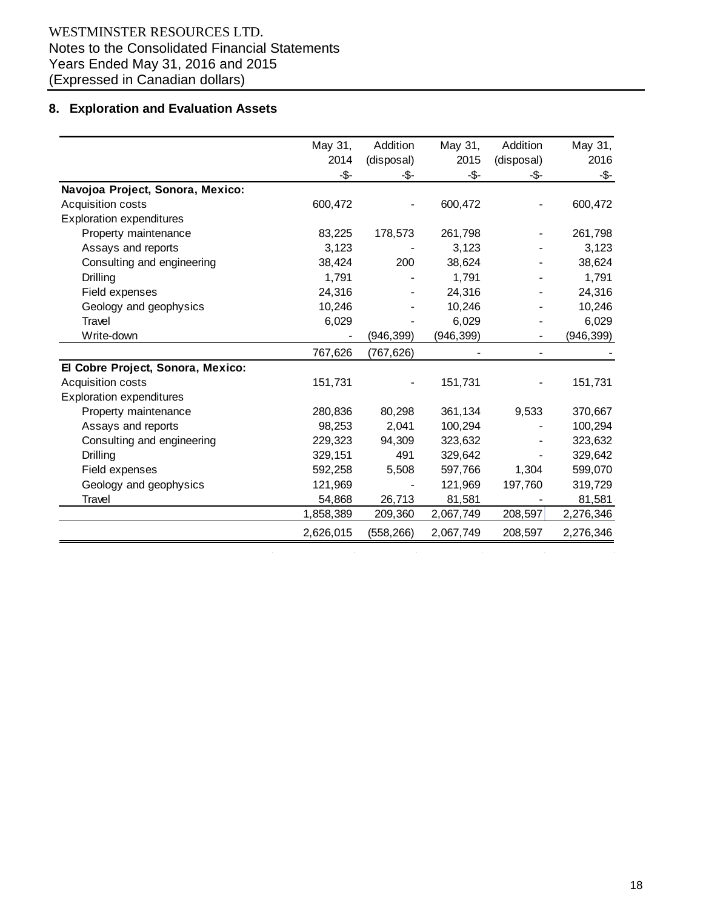WESTMINSTER RESOURCES LTD.
Notes to the Consolidated Financial Statements
Years Ended May 31, 2016 and 2015
(Expressed in Canadian dollars)

## 8. Exploration and Evaluation Assets

| | May 31, 2014 -$- | Addition (disposal) -$- | May 31, 2015 -$- | Addition (disposal) -$- | May 31, 2016 -$- |
|---|---|---|---|---|---|
| **Navojoa Project, Sonora, Mexico:** | | | | | |
| Acquisition costs | 600,472 | - | 600,472 | - | 600,472 |
| Exploration expenditures | | | | | |
| Property maintenance | 83,225 | 178,573 | 261,798 | - | 261,798 |
| Assays and reports | 3,123 | - | 3,123 | - | 3,123 |
| Consulting and engineering | 38,424 | 200 | 38,624 | - | 38,624 |
| Drilling | 1,791 | - | 1,791 | - | 1,791 |
| Field expenses | 24,316 | - | 24,316 | - | 24,316 |
| Geology and geophysics | 10,246 | - | 10,246 | - | 10,246 |
| Travel | 6,029 | - | 6,029 | - | 6,029 |
| Write-down | - | (946,399) | (946,399) | - | (946,399) |
| | 767,626 | (767,626) | - | - | - |
| **El Cobre Project, Sonora, Mexico:** | | | | | |
| Acquisition costs | 151,731 | - | 151,731 | - | 151,731 |
| Exploration expenditures | | | | | |
| Property maintenance | 280,836 | 80,298 | 361,134 | 9,533 | 370,667 |
| Assays and reports | 98,253 | 2,041 | 100,294 | - | 100,294 |
| Consulting and engineering | 229,323 | 94,309 | 323,632 | - | 323,632 |
| Drilling | 329,151 | 491 | 329,642 | - | 329,642 |
| Field expenses | 592,258 | 5,508 | 597,766 | 1,304 | 599,070 |
| Geology and geophysics | 121,969 | - | 121,969 | 197,760 | 319,729 |
| Travel | 54,868 | 26,713 | 81,581 | - | 81,581 |
| | 1,858,389 | 209,360 | 2,067,749 | 208,597 | 2,276,346 |
| | 2,626,015 | (558,266) | 2,067,749 | 208,597 | 2,276,346 |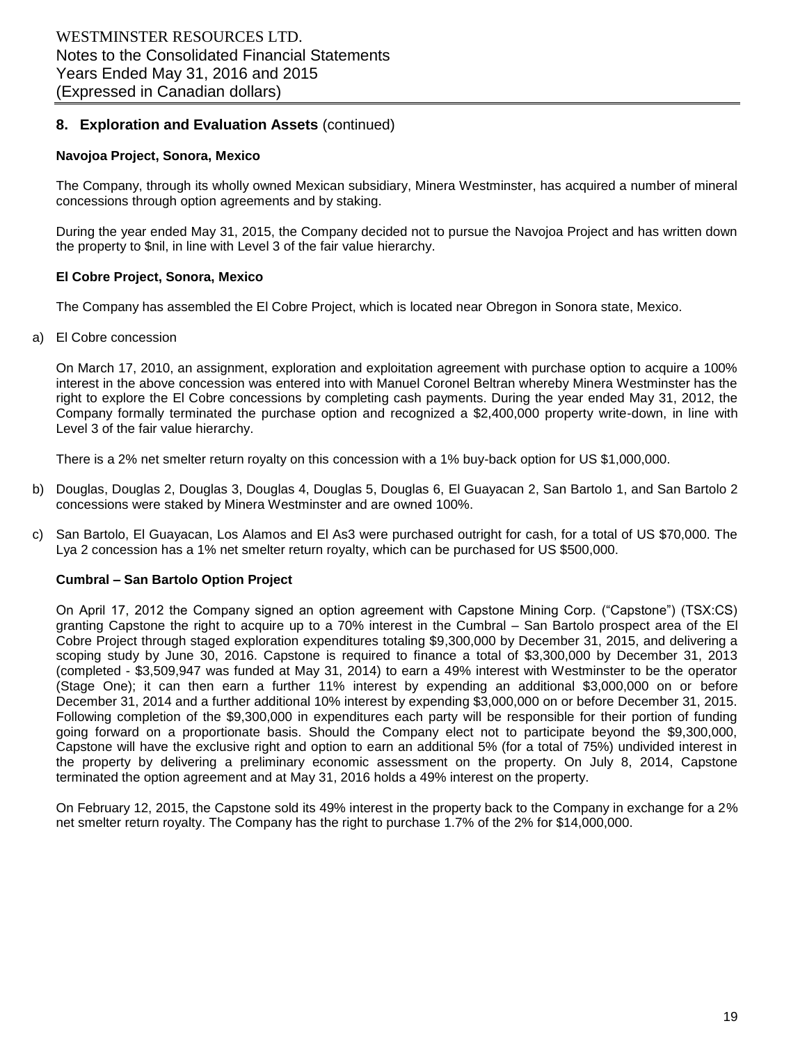## 8. Exploration and Evaluation Assets (continued)

### Navojoa Project, Sonora, Mexico

The Company, through its wholly owned Mexican subsidiary, Minera Westminster, has acquired a number of mineral concessions through option agreements and by staking.

During the year ended May 31, 2015, the Company decided not to pursue the Navojoa Project and has written down the property to $nil, in line with Level 3 of the fair value hierarchy.

### El Cobre Project, Sonora, Mexico

The Company has assembled the El Cobre Project, which is located near Obregon in Sonora state, Mexico.

a) El Cobre concession

   On March 17, 2010, an assignment, exploration and exploitation agreement with purchase option to acquire a 100% interest in the above concession was entered into with Manuel Coronel Beltran whereby Minera Westminster has the right to explore the El Cobre concessions by completing cash payments. During the year ended May 31, 2012, the Company formally terminated the purchase option and recognized a $2,400,000 property write-down, in line with Level 3 of the fair value hierarchy.

   There is a 2% net smelter return royalty on this concession with a 1% buy-back option for US $1,000,000.

b) Douglas, Douglas 2, Douglas 3, Douglas 4, Douglas 5, Douglas 6, El Guayacan 2, San Bartolo 1, and San Bartolo 2 concessions were staked by Minera Westminster and are owned 100%.

c) San Bartolo, El Guayacan, Los Alamos and El As3 were purchased outright for cash, for a total of US $70,000. The Lya 2 concession has a 1% net smelter return royalty, which can be purchased for US $500,000.

### Cumbral – San Bartolo Option Project

On April 17, 2012 the Company signed an option agreement with Capstone Mining Corp. ("Capstone") (TSX:CS) granting Capstone the right to acquire up to a 70% interest in the Cumbral – San Bartolo prospect area of the El Cobre Project through staged exploration expenditures totaling $9,300,000 by December 31, 2015, and delivering a scoping study by June 30, 2016. Capstone is required to finance a total of $3,300,000 by December 31, 2013 (completed - $3,509,947 was funded at May 31, 2014) to earn a 49% interest with Westminster to be the operator (Stage One); it can then earn a further 11% interest by expending an additional $3,000,000 on or before December 31, 2014 and a further additional 10% interest by expending $3,000,000 on or before December 31, 2015. Following completion of the $9,300,000 in expenditures each party will be responsible for their portion of funding going forward on a proportionate basis. Should the Company elect not to participate beyond the $9,300,000, Capstone will have the exclusive right and option to earn an additional 5% (for a total of 75%) undivided interest in the property by delivering a preliminary economic assessment on the property. On July 8, 2014, Capstone terminated the option agreement and at May 31, 2016 holds a 49% interest on the property.

On February 12, 2015, the Capstone sold its 49% interest in the property back to the Company in exchange for a 2% net smelter return royalty. The Company has the right to purchase 1.7% of the 2% for $14,000,000.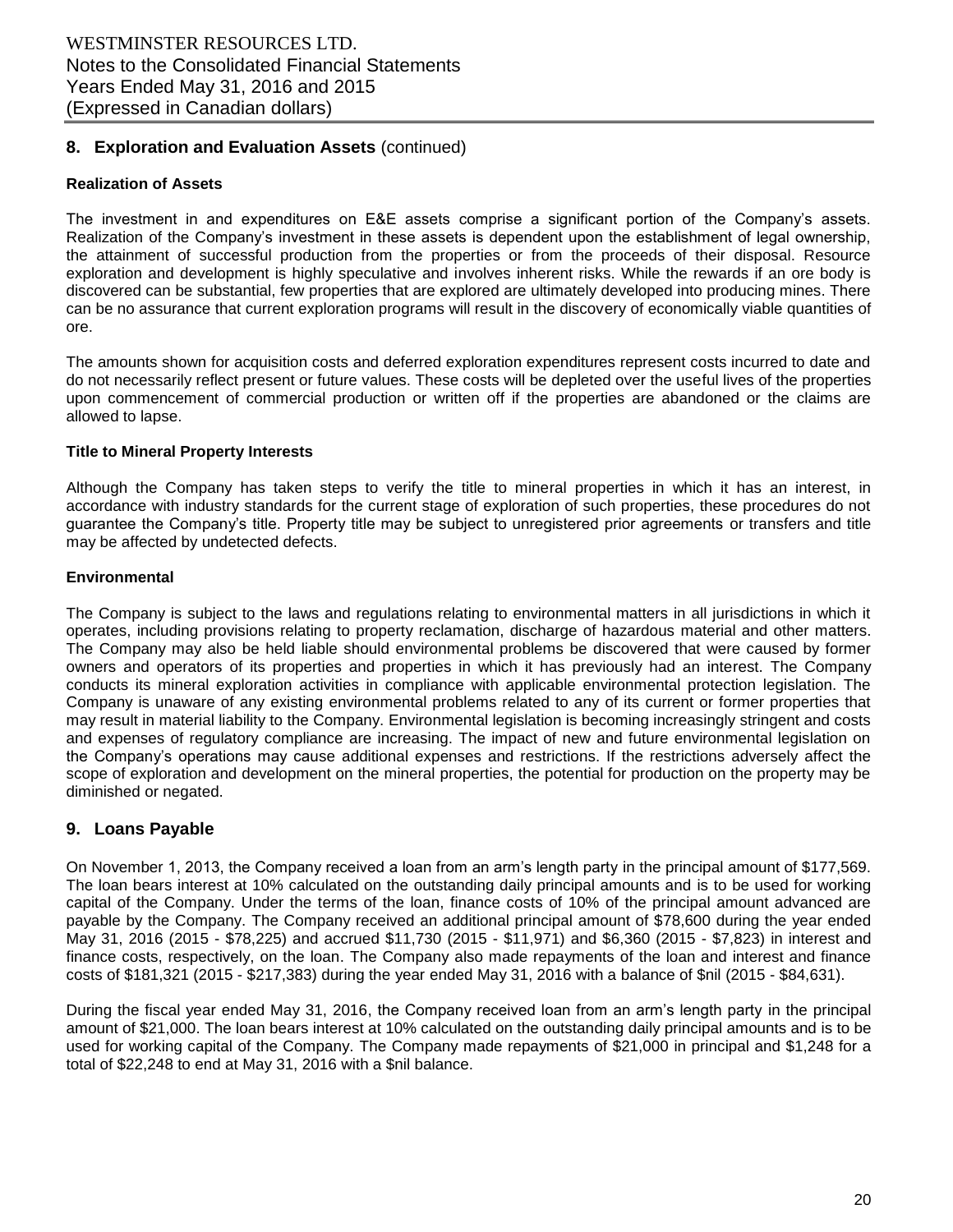## 8. Exploration and Evaluation Assets (continued)

**Realization of Assets**

The investment in and expenditures on E&E assets comprise a significant portion of the Company's assets. Realization of the Company's investment in these assets is dependent upon the establishment of legal ownership, the attainment of successful production from the properties or from the proceeds of their disposal. Resource exploration and development is highly speculative and involves inherent risks. While the rewards if an ore body is discovered can be substantial, few properties that are explored are ultimately developed into producing mines. There can be no assurance that current exploration programs will result in the discovery of economically viable quantities of ore.

The amounts shown for acquisition costs and deferred exploration expenditures represent costs incurred to date and do not necessarily reflect present or future values. These costs will be depleted over the useful lives of the properties upon commencement of commercial production or written off if the properties are abandoned or the claims are allowed to lapse.

**Title to Mineral Property Interests**

Although the Company has taken steps to verify the title to mineral properties in which it has an interest, in accordance with industry standards for the current stage of exploration of such properties, these procedures do not guarantee the Company's title. Property title may be subject to unregistered prior agreements or transfers and title may be affected by undetected defects.

**Environmental**

The Company is subject to the laws and regulations relating to environmental matters in all jurisdictions in which it operates, including provisions relating to property reclamation, discharge of hazardous material and other matters. The Company may also be held liable should environmental problems be discovered that were caused by former owners and operators of its properties and properties in which it has previously had an interest. The Company conducts its mineral exploration activities in compliance with applicable environmental protection legislation. The Company is unaware of any existing environmental problems related to any of its current or former properties that may result in material liability to the Company. Environmental legislation is becoming increasingly stringent and costs and expenses of regulatory compliance are increasing. The impact of new and future environmental legislation on the Company's operations may cause additional expenses and restrictions. If the restrictions adversely affect the scope of exploration and development on the mineral properties, the potential for production on the property may be diminished or negated.

## 9. Loans Payable

On November 1, 2013, the Company received a loan from an arm's length party in the principal amount of $177,569. The loan bears interest at 10% calculated on the outstanding daily principal amounts and is to be used for working capital of the Company. Under the terms of the loan, finance costs of 10% of the principal amount advanced are payable by the Company. The Company received an additional principal amount of $78,600 during the year ended May 31, 2016 (2015 - $78,225) and accrued $11,730 (2015 - $11,971) and $6,360 (2015 - $7,823) in interest and finance costs, respectively, on the loan. The Company also made repayments of the loan and interest and finance costs of $181,321 (2015 - $217,383) during the year ended May 31, 2016 with a balance of $nil (2015 - $84,631).

During the fiscal year ended May 31, 2016, the Company received loan from an arm's length party in the principal amount of $21,000. The loan bears interest at 10% calculated on the outstanding daily principal amounts and is to be used for working capital of the Company. The Company made repayments of $21,000 in principal and $1,248 for a total of $22,248 to end at May 31, 2016 with a $nil balance.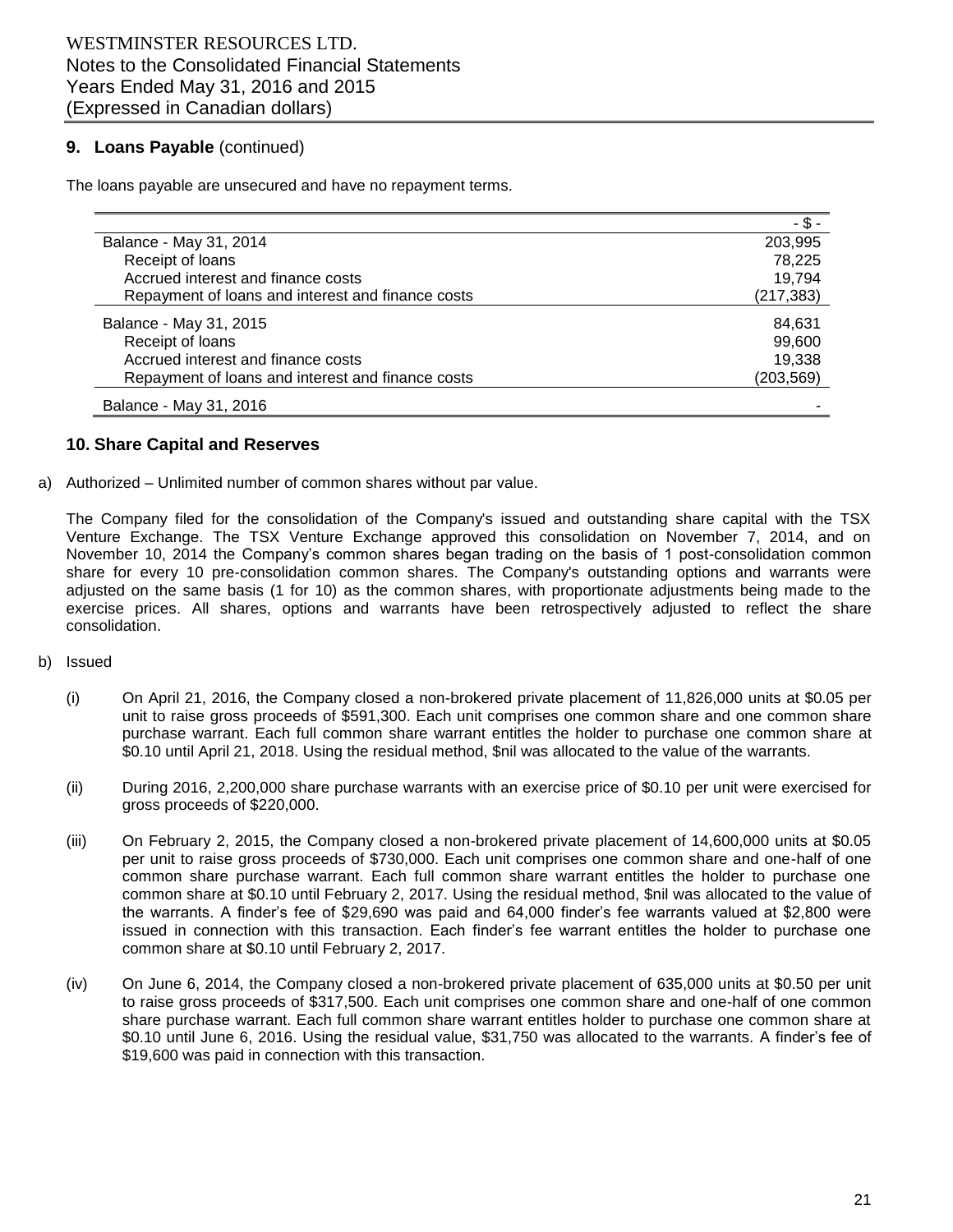## 9. Loans Payable (continued)

The loans payable are unsecured and have no repayment terms.

| | - $ - |
|---|---|
| Balance - May 31, 2014 | 203,995 |
| Receipt of loans | 78,225 |
| Accrued interest and finance costs | 19,794 |
| Repayment of loans and interest and finance costs | (217,383) |
| Balance - May 31, 2015 | 84,631 |
| Receipt of loans | 99,600 |
| Accrued interest and finance costs | 19,338 |
| Repayment of loans and interest and finance costs | (203,569) |
| Balance - May 31, 2016 | - |

## 10. Share Capital and Reserves

a) Authorized – Unlimited number of common shares without par value.

The Company filed for the consolidation of the Company's issued and outstanding share capital with the TSX Venture Exchange. The TSX Venture Exchange approved this consolidation on November 7, 2014, and on November 10, 2014 the Company's common shares began trading on the basis of 1 post-consolidation common share for every 10 pre-consolidation common shares. The Company's outstanding options and warrants were adjusted on the same basis (1 for 10) as the common shares, with proportionate adjustments being made to the exercise prices. All shares, options and warrants have been retrospectively adjusted to reflect the share consolidation.

b) Issued

(i) On April 21, 2016, the Company closed a non-brokered private placement of 11,826,000 units at $0.05 per unit to raise gross proceeds of $591,300. Each unit comprises one common share and one common share purchase warrant. Each full common share warrant entitles the holder to purchase one common share at $0.10 until April 21, 2018. Using the residual method, $nil was allocated to the value of the warrants.

(ii) During 2016, 2,200,000 share purchase warrants with an exercise price of $0.10 per unit were exercised for gross proceeds of $220,000.

(iii) On February 2, 2015, the Company closed a non-brokered private placement of 14,600,000 units at $0.05 per unit to raise gross proceeds of $730,000. Each unit comprises one common share and one-half of one common share purchase warrant. Each full common share warrant entitles the holder to purchase one common share at $0.10 until February 2, 2017. Using the residual method, $nil was allocated to the value of the warrants. A finder's fee of $29,690 was paid and 64,000 finder's fee warrants valued at $2,800 were issued in connection with this transaction. Each finder's fee warrant entitles the holder to purchase one common share at $0.10 until February 2, 2017.

(iv) On June 6, 2014, the Company closed a non-brokered private placement of 635,000 units at $0.50 per unit to raise gross proceeds of $317,500. Each unit comprises one common share and one-half of one common share purchase warrant. Each full common share warrant entitles holder to purchase one common share at $0.10 until June 6, 2016. Using the residual value, $31,750 was allocated to the warrants. A finder's fee of $19,600 was paid in connection with this transaction.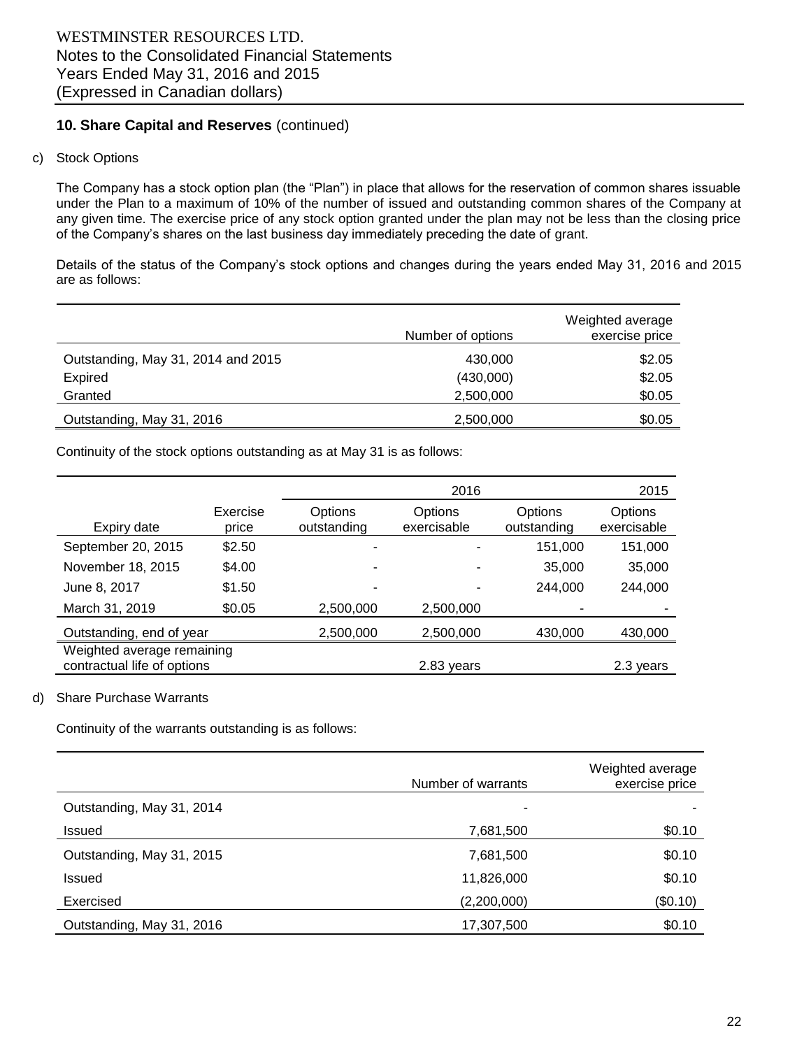## 10. Share Capital and Reserves (continued)

c) Stock Options

The Company has a stock option plan (the "Plan") in place that allows for the reservation of common shares issuable under the Plan to a maximum of 10% of the number of issued and outstanding common shares of the Company at any given time. The exercise price of any stock option granted under the plan may not be less than the closing price of the Company's shares on the last business day immediately preceding the date of grant.

Details of the status of the Company's stock options and changes during the years ended May 31, 2016 and 2015 are as follows:

| | Number of options | Weighted average exercise price |
|---|---|---|
| Outstanding, May 31, 2014 and 2015 | 430,000 | $2.05 |
| Expired | (430,000) | $2.05 |
| Granted | 2,500,000 | $0.05 |
| Outstanding, May 31, 2016 | 2,500,000 | $0.05 |

Continuity of the stock options outstanding as at May 31 is as follows:

| | | 2016 | | 2015 | |
|---|---|---|---|---|---|
| Expiry date | Exercise price | Options outstanding | Options exercisable | Options outstanding | Options exercisable |
| September 20, 2015 | $2.50 | - | - | 151,000 | 151,000 |
| November 18, 2015 | $4.00 | - | - | 35,000 | 35,000 |
| June 8, 2017 | $1.50 | - | - | 244,000 | 244,000 |
| March 31, 2019 | $0.05 | 2,500,000 | 2,500,000 | - | - |
| Outstanding, end of year | | 2,500,000 | 2,500,000 | 430,000 | 430,000 |
| Weighted average remaining contractual life of options | | | 2.83 years | | 2.3 years |

d) Share Purchase Warrants

Continuity of the warrants outstanding is as follows:

| | Number of warrants | Weighted average exercise price |
|---|---|---|
| Outstanding, May 31, 2014 | - | - |
| Issued | 7,681,500 | $0.10 |
| Outstanding, May 31, 2015 | 7,681,500 | $0.10 |
| Issued | 11,826,000 | $0.10 |
| Exercised | (2,200,000) | ($0.10) |
| Outstanding, May 31, 2016 | 17,307,500 | $0.10 |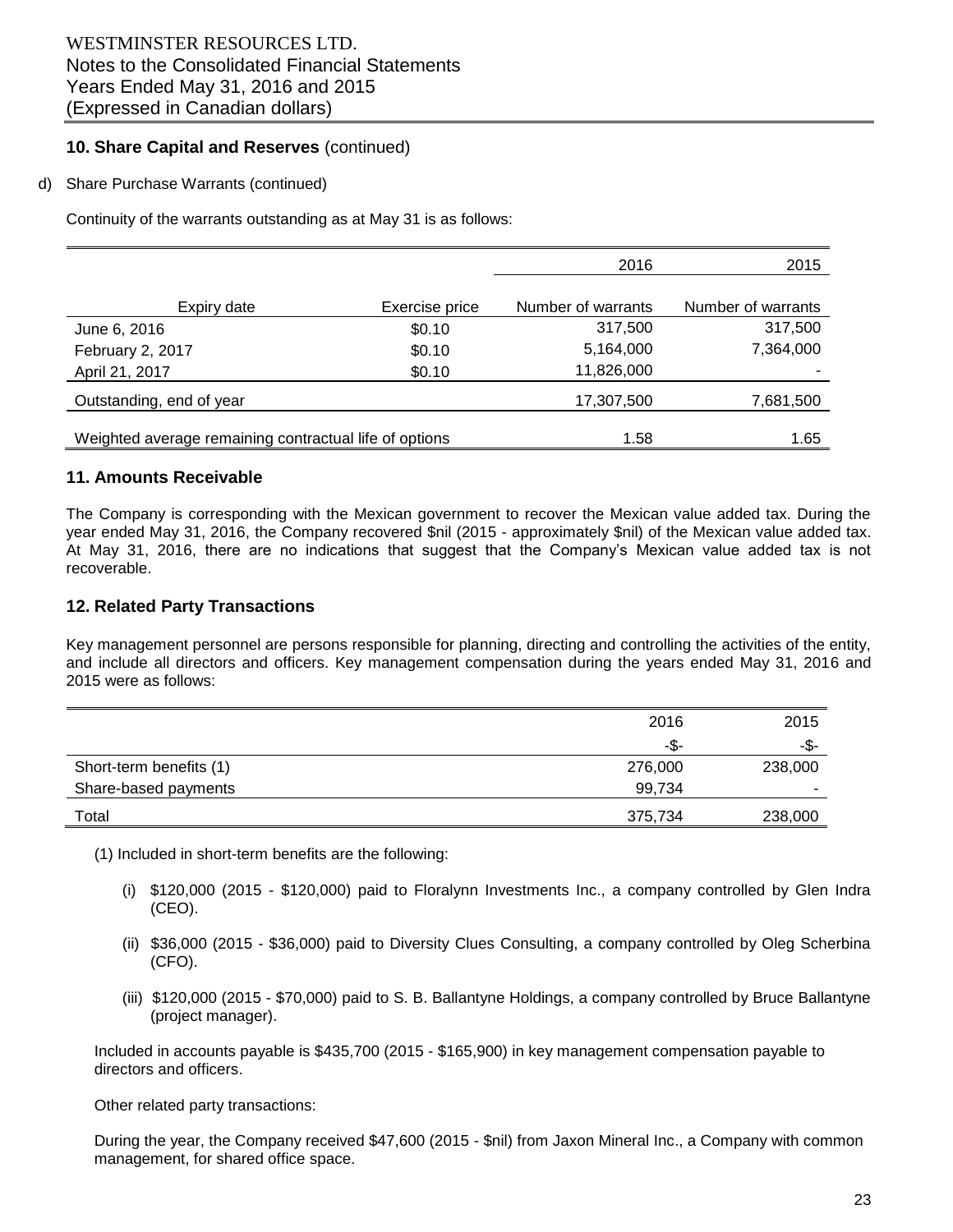## 10. Share Capital and Reserves (continued)

d) Share Purchase Warrants (continued)

Continuity of the warrants outstanding as at May 31 is as follows:

| | | 2016 | 2015 |
|---|---|---|---|
| Expiry date | Exercise price | Number of warrants | Number of warrants |
| June 6, 2016 | $0.10 | 317,500 | 317,500 |
| February 2, 2017 | $0.10 | 5,164,000 | 7,364,000 |
| April 21, 2017 | $0.10 | 11,826,000 | - |
| Outstanding, end of year | | 17,307,500 | 7,681,500 |
| Weighted average remaining contractual life of options | | 1.58 | 1.65 |

## 11. Amounts Receivable

The Company is corresponding with the Mexican government to recover the Mexican value added tax. During the year ended May 31, 2016, the Company recovered $nil (2015 - approximately $nil) of the Mexican value added tax. At May 31, 2016, there are no indications that suggest that the Company's Mexican value added tax is not recoverable.

## 12. Related Party Transactions

Key management personnel are persons responsible for planning, directing and controlling the activities of the entity, and include all directors and officers. Key management compensation during the years ended May 31, 2016 and 2015 were as follows:

| | 2016 | 2015 |
|---|---|---|
| | -$- | -$- |
| Short-term benefits (1) | 276,000 | 238,000 |
| Share-based payments | 99,734 | - |
| Total | 375,734 | 238,000 |

(1) Included in short-term benefits are the following:

(i) $120,000 (2015 - $120,000) paid to Floralynn Investments Inc., a company controlled by Glen Indra (CEO).

(ii) $36,000 (2015 - $36,000) paid to Diversity Clues Consulting, a company controlled by Oleg Scherbina (CFO).

(iii) $120,000 (2015 - $70,000) paid to S. B. Ballantyne Holdings, a company controlled by Bruce Ballantyne (project manager).

Included in accounts payable is $435,700 (2015 - $165,900) in key management compensation payable to directors and officers.

Other related party transactions:

During the year, the Company received $47,600 (2015 - $nil) from Jaxon Mineral Inc., a Company with common management, for shared office space.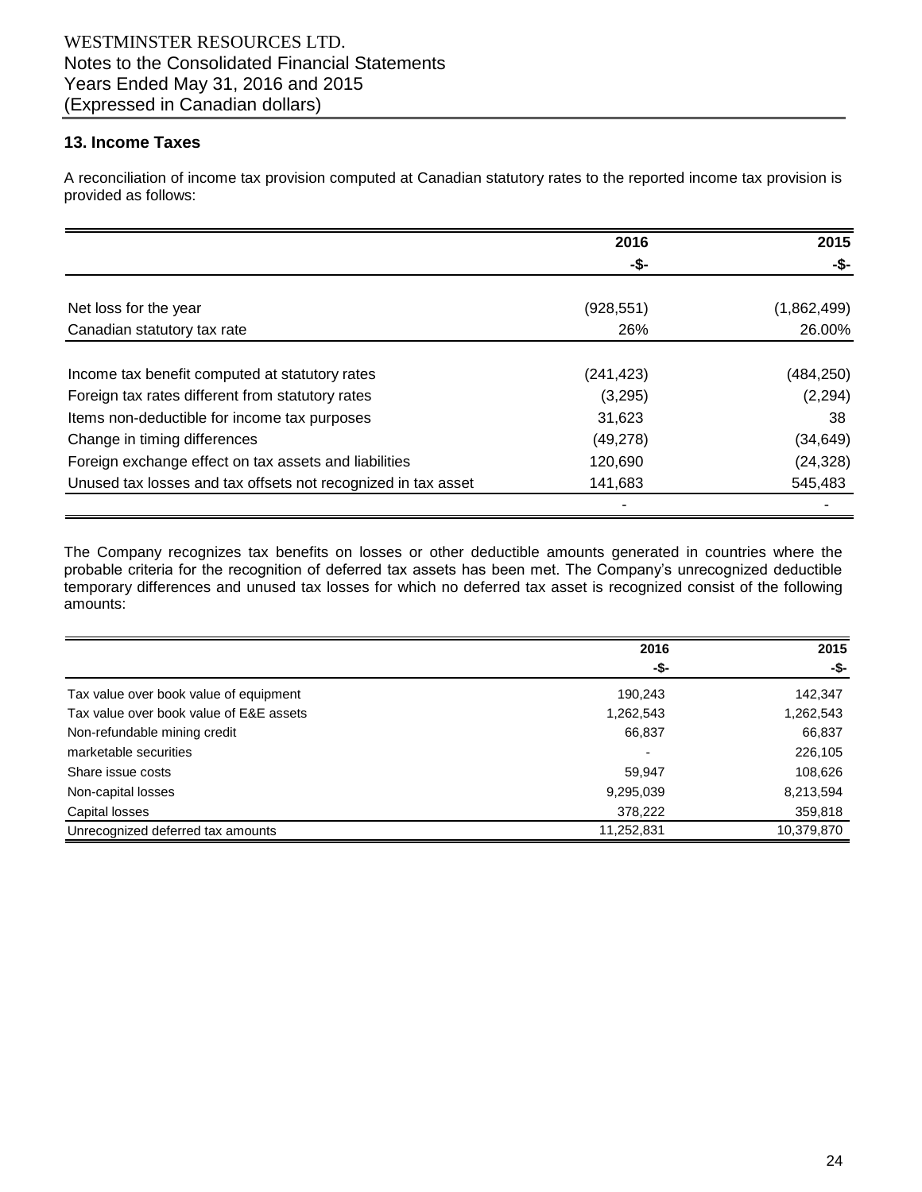## 13. Income Taxes

A reconciliation of income tax provision computed at Canadian statutory rates to the reported income tax provision is provided as follows:

| | 2016 | 2015 |
|---|---|---|
| | -$- | -$- |
| Net loss for the year | (928,551) | (1,862,499) |
| Canadian statutory tax rate | 26% | 26.00% |
| Income tax benefit computed at statutory rates | (241,423) | (484,250) |
| Foreign tax rates different from statutory rates | (3,295) | (2,294) |
| Items non-deductible for income tax purposes | 31,623 | 38 |
| Change in timing differences | (49,278) | (34,649) |
| Foreign exchange effect on tax assets and liabilities | 120,690 | (24,328) |
| Unused tax losses and tax offsets not recognized in tax asset | 141,683 | 545,483 |
| | - | - |

The Company recognizes tax benefits on losses or other deductible amounts generated in countries where the probable criteria for the recognition of deferred tax assets has been met. The Company's unrecognized deductible temporary differences and unused tax losses for which no deferred tax asset is recognized consist of the following amounts:

| | 2016 | 2015 |
|---|---|---|
| | -$- | -$- |
| Tax value over book value of equipment | 190,243 | 142,347 |
| Tax value over book value of E&E assets | 1,262,543 | 1,262,543 |
| Non-refundable mining credit | 66,837 | 66,837 |
| marketable securities | - | 226,105 |
| Share issue costs | 59,947 | 108,626 |
| Non-capital losses | 9,295,039 | 8,213,594 |
| Capital losses | 378,222 | 359,818 |
| Unrecognized deferred tax amounts | 11,252,831 | 10,379,870 |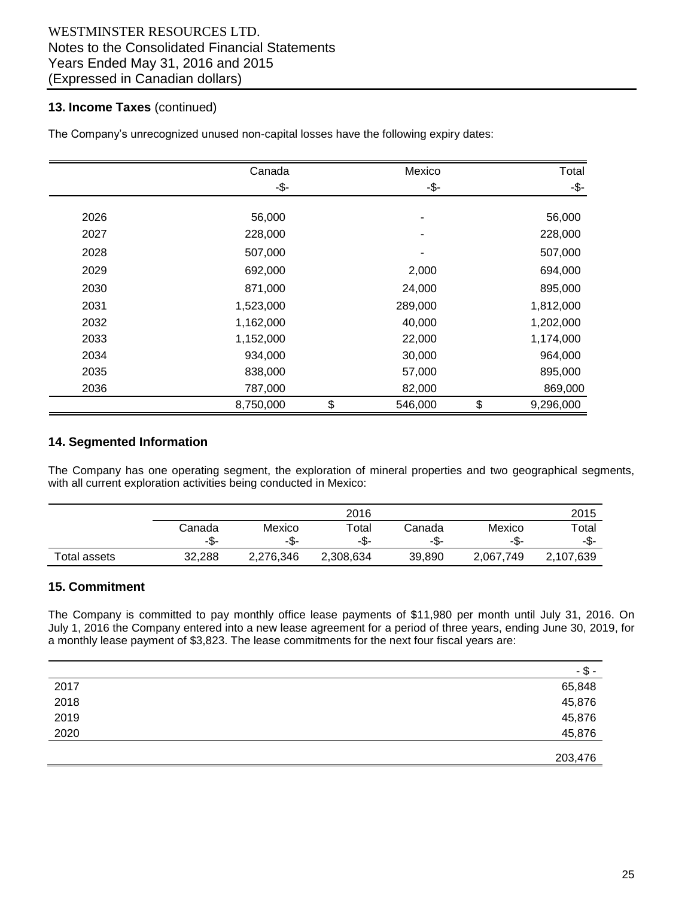## 13. Income Taxes (continued)

The Company's unrecognized unused non-capital losses have the following expiry dates:

| | Canada | Mexico | Total |
|---|---|---|---|
| | -$- | -$- | -$- |
| 2026 | 56,000 | - | 56,000 |
| 2027 | 228,000 | - | 228,000 |
| 2028 | 507,000 | - | 507,000 |
| 2029 | 692,000 | 2,000 | 694,000 |
| 2030 | 871,000 | 24,000 | 895,000 |
| 2031 | 1,523,000 | 289,000 | 1,812,000 |
| 2032 | 1,162,000 | 40,000 | 1,202,000 |
| 2033 | 1,152,000 | 22,000 | 1,174,000 |
| 2034 | 934,000 | 30,000 | 964,000 |
| 2035 | 838,000 | 57,000 | 895,000 |
| 2036 | 787,000 | 82,000 | 869,000 |
| | 8,750,000 | $ 546,000 | $ 9,296,000 |

## 14. Segmented Information

The Company has one operating segment, the exploration of mineral properties and two geographical segments, with all current exploration activities being conducted in Mexico:

| | | | 2016 | | | 2015 |
|---|---|---|---|---|---|---|
| | Canada | Mexico | Total | Canada | Mexico | Total |
| | -$- | -$- | -$- | -$- | -$- | -$- |
| Total assets | 32,288 | 2,276,346 | 2,308,634 | 39,890 | 2,067,749 | 2,107,639 |

## 15. Commitment

The Company is committed to pay monthly office lease payments of $11,980 per month until July 31, 2016. On July 1, 2016 the Company entered into a new lease agreement for a period of three years, ending June 30, 2019, for a monthly lease payment of $3,823. The lease commitments for the next four fiscal years are:

| | - $ - |
|---|---|
| 2017 | 65,848 |
| 2018 | 45,876 |
| 2019 | 45,876 |
| 2020 | 45,876 |
| | 203,476 |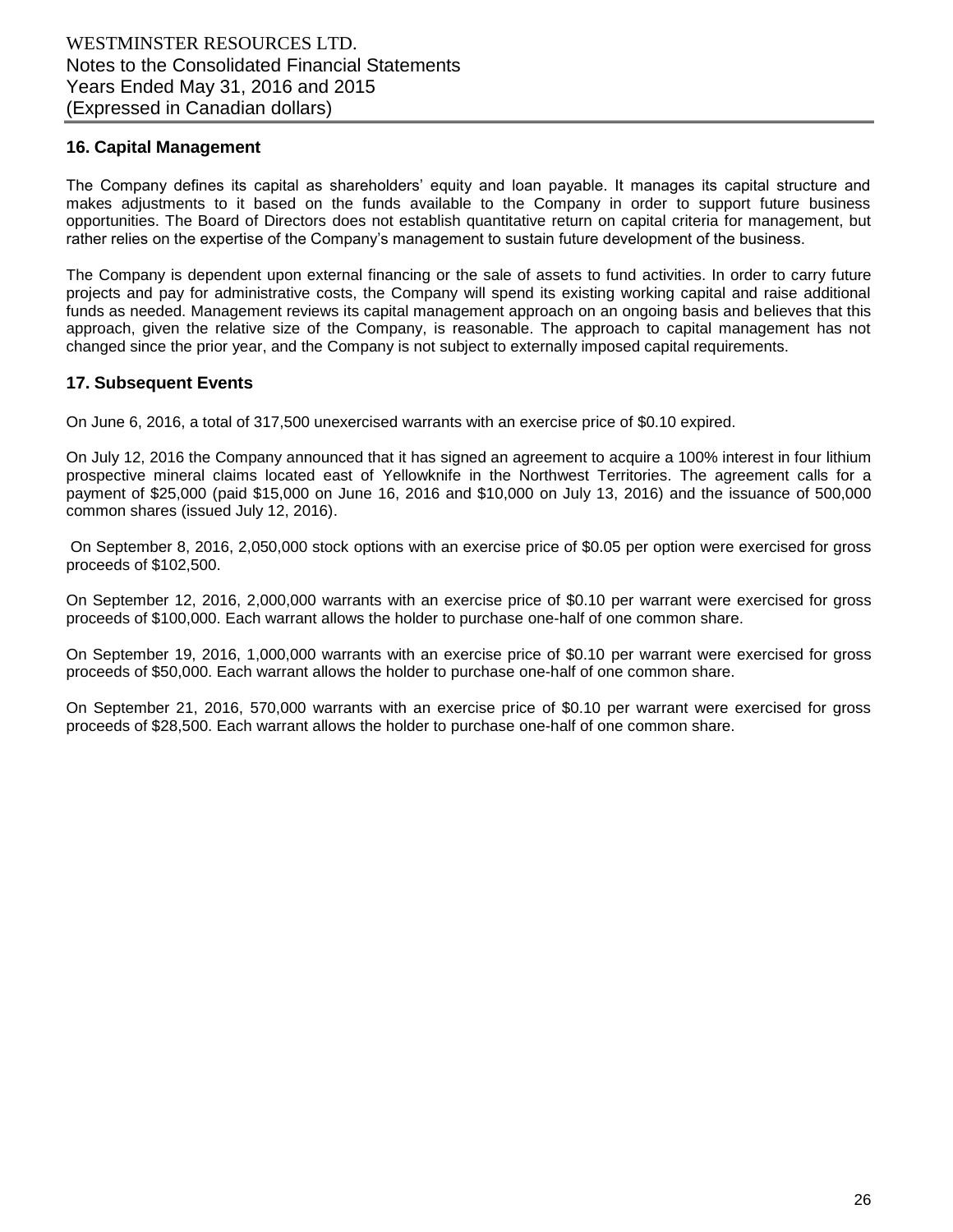## 16. Capital Management

The Company defines its capital as shareholders' equity and loan payable. It manages its capital structure and makes adjustments to it based on the funds available to the Company in order to support future business opportunities. The Board of Directors does not establish quantitative return on capital criteria for management, but rather relies on the expertise of the Company's management to sustain future development of the business.

The Company is dependent upon external financing or the sale of assets to fund activities. In order to carry future projects and pay for administrative costs, the Company will spend its existing working capital and raise additional funds as needed. Management reviews its capital management approach on an ongoing basis and believes that this approach, given the relative size of the Company, is reasonable. The approach to capital management has not changed since the prior year, and the Company is not subject to externally imposed capital requirements.

## 17. Subsequent Events

On June 6, 2016, a total of 317,500 unexercised warrants with an exercise price of $0.10 expired.

On July 12, 2016 the Company announced that it has signed an agreement to acquire a 100% interest in four lithium prospective mineral claims located east of Yellowknife in the Northwest Territories. The agreement calls for a payment of $25,000 (paid $15,000 on June 16, 2016 and $10,000 on July 13, 2016) and the issuance of 500,000 common shares (issued July 12, 2016).

On September 8, 2016, 2,050,000 stock options with an exercise price of $0.05 per option were exercised for gross proceeds of $102,500.

On September 12, 2016, 2,000,000 warrants with an exercise price of $0.10 per warrant were exercised for gross proceeds of $100,000. Each warrant allows the holder to purchase one-half of one common share.

On September 19, 2016, 1,000,000 warrants with an exercise price of $0.10 per warrant were exercised for gross proceeds of $50,000. Each warrant allows the holder to purchase one-half of one common share.

On September 21, 2016, 570,000 warrants with an exercise price of $0.10 per warrant were exercised for gross proceeds of $28,500. Each warrant allows the holder to purchase one-half of one common share.